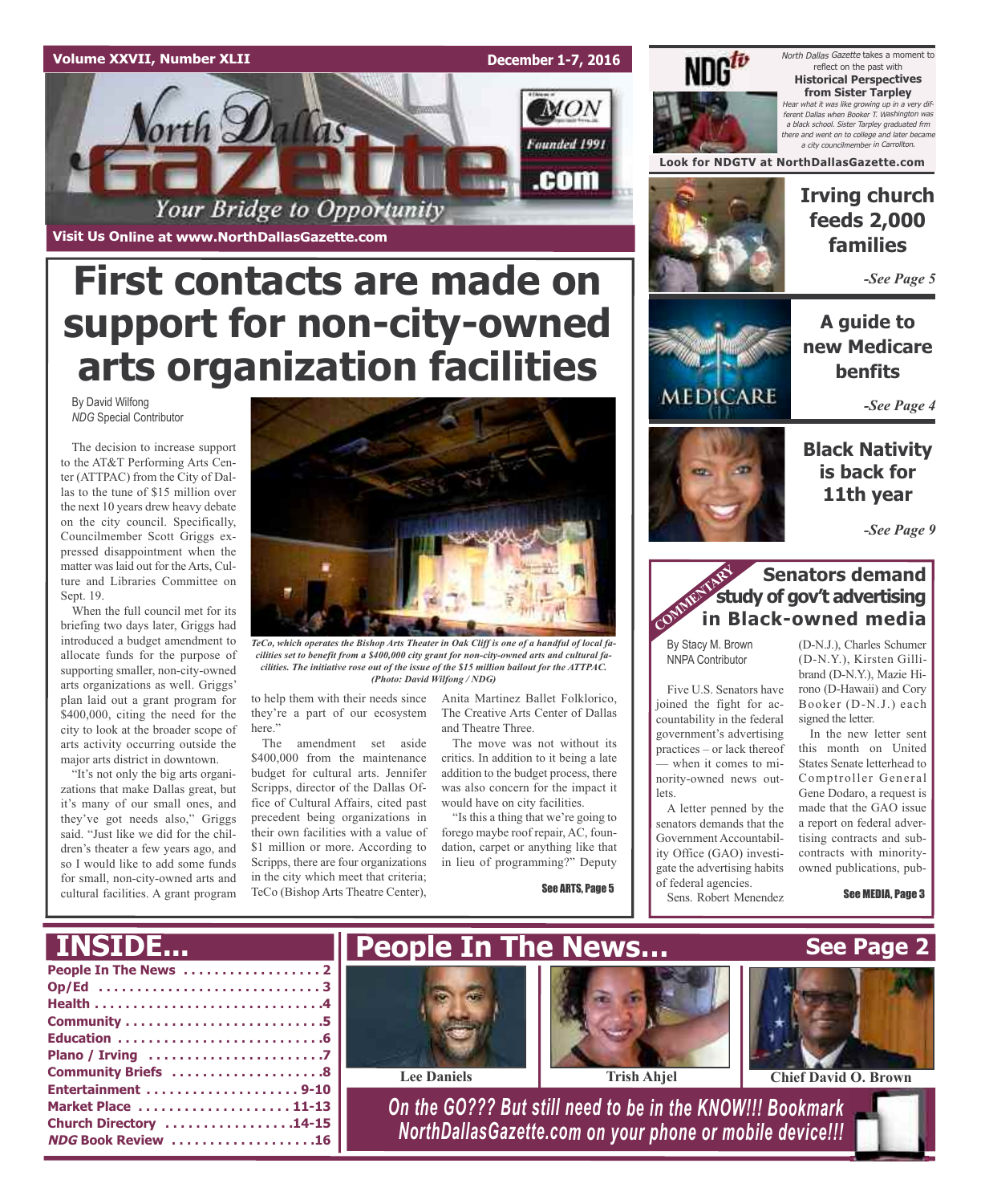Volume XXVII, Number XLII

December 1-7, 2016

# North Dallas Gazette

Your Bridge to Opportunity

Founded 1991

Visit Us Online at www.NorthDallasGazette.com

# First contacts are made on support for non-city-owned arts organization facilities

By David Wilfong
*NDG* Special Contributor

The decision to increase support to the AT&T Performing Arts Center (ATTPAC) from the City of Dallas to the tune of $15 million over the next 10 years drew heavy debate on the city council. Specifically, Councilmember Scott Griggs expressed disappointment when the matter was laid out for the Arts, Culture and Libraries Committee on Sept. 19.

When the full council met for its briefing two days later, Griggs had introduced a budget amendment to allocate funds for the purpose of supporting smaller, non-city-owned arts organizations as well. Griggs' plan laid out a grant program for $400,000, citing the need for the city to look at the broader scope of arts activity occurring outside the major arts district in downtown.

"It's not only the big arts organizations that make Dallas great, but it's many of our small ones, and they've got needs also," Griggs said. "Just like we did for the children's theater a few years ago, and so I would like to add some funds for small, non-city-owned arts and cultural facilities. A grant program to help them with their needs since they're a part of our ecosystem here."

The amendment set aside $400,000 from the maintenance budget for cultural arts. Jennifer Scripps, director of the Dallas Office of Cultural Affairs, cited past precedent being organizations in their own facilities with a value of $1 million or more. According to Scripps, there are four organizations in the city which meet that criteria; TeCo (Bishop Arts Theatre Center), Anita Martinez Ballet Folklorico, The Creative Arts Center of Dallas and Theatre Three.

The move was not without its critics. In addition to it being a late addition to the budget process, there was also concern for the impact it would have on city facilities.

"Is this a thing that we're going to forego maybe roof repair, AC, foundation, carpet or anything like that in lieu of programming?" Deputy

See ARTS, Page 5

*TeCo, which operates the Bishop Arts Theater in Oak Cliff is one of a handful of local facilities set to benefit from a $400,000 city grant for non-city-owned arts and cultural facilities. The initiative rose out of the issue of the $15 million bailout for the ATTPAC. (Photo: David Wilfong / NDG)*

---

**NDG tv**

*North Dallas Gazette* takes a moment to reflect on the past with **Historical Perspectives from Sister Tarpley**

*Hear what it was like growing up in a very different Dallas when Booker T. Washington was a black school. Sister Tarpley graduated frm there and went on to college and later became a city councilmember in Carrollton.*

Look for NDGTV at NorthDallasGazette.com

## Irving church feeds 2,000 families

*-See Page 5*

## A guide to new Medicare benfits

*-See Page 4*

## Black Nativity is back for 11th year

*-See Page 9*

---

COMMENTARY

## Senators demand study of gov't advertising in Black-owned media

By Stacy M. Brown
NNPA Contributor

Five U.S. Senators have joined the fight for accountability in the federal government's advertising practices – or lack thereof — when it comes to minority-owned news outlets.

A letter penned by the senators demands that the Government Accountability Office (GAO) investigate the advertising habits of federal agencies.

Sens. Robert Menendez (D-N.J.), Charles Schumer (D-N.Y.), Kirsten Gillibrand (D-N.Y.), Mazie Hirono (D-Hawaii) and Cory Booker (D-N.J.) each signed the letter.

In the new letter sent this month on United States Senate letterhead to Comptroller General Gene Dodaro, a request is made that the GAO issue a report on federal advertising contracts and subcontracts with minority-owned publications, pub-

See MEDIA, Page 3

---

## INSIDE...

- People In The News . . . . . 2
- Op/Ed . . . . . 3
- Health . . . . . 4
- Community . . . . . 5
- Education . . . . . 6
- Plano / Irving . . . . . 7
- Community Briefs . . . . . 8
- Entertainment . . . . . 9-10
- Market Place . . . . . 11-13
- Church Directory . . . . . 14-15
- *NDG* Book Review . . . . . 16

## People In The News... See Page 2

Lee Daniels — Trish Ahjel — Chief David O. Brown

*On the GO??? But still need to be in the KNOW!!! Bookmark NorthDallasGazette.com on your phone or mobile device!!!*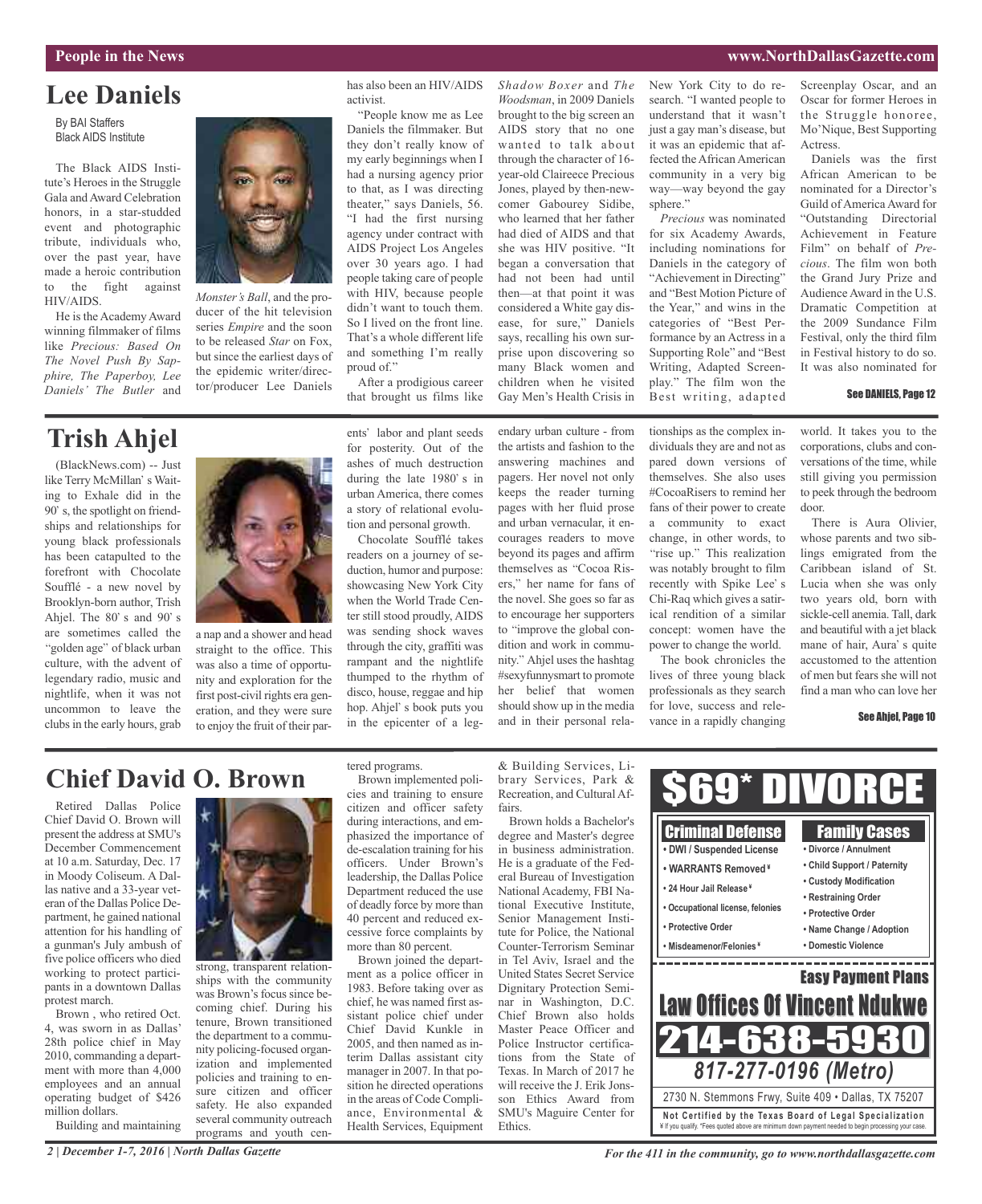## Lee Daniels

By BAI Staffers
Black AIDS Institute

The Black AIDS Institute's Heroes in the Struggle Gala and Award Celebration honors, in a star-studded event and photographic tribute, individuals who, over the past year, have made a heroic contribution to the fight against HIV/AIDS.

He is the Academy Award winning filmmaker of films like *Precious: Based On The Novel Push By Sapphire, The Paperboy, Lee Daniels' The Butler* and *Monster's Ball*, and the producer of the hit television series *Empire* and the soon to be released *Star* on Fox, but since the earliest days of the epidemic writer/director/producer Lee Daniels has also been an HIV/AIDS activist.

"People know me as Lee Daniels the filmmaker. But they don't really know of my early beginnings when I had a nursing agency prior to that, as I was directing theater," says Daniels, 56. "I had the first nursing agency under contract with AIDS Project Los Angeles over 30 years ago. I had people taking care of people with HIV, because people didn't want to touch them. So I lived on the front line. That's a whole different life and something I'm really proud of."

After a prodigious career that brought us films like *Shadow Boxer* and *The Woodsman*, in 2009 Daniels brought to the big screen an AIDS story that no one wanted to talk about through the character of 16-year-old Claireece Precious Jones, played by then-newcomer Gabourey Sidibe, who learned that her father had died of AIDS and that she was HIV positive. "It began a conversation that had not been had until then—at that point it was considered a White gay disease, for sure," Daniels says, recalling his own surprise upon discovering so many Black women and children when he visited Gay Men's Health Crisis in New York City to do research. "I wanted people to understand that it wasn't just a gay man's disease, but it was an epidemic that affected the African American community in a very big way—way beyond the gay sphere."

*Precious* was nominated for six Academy Awards, including nominations for Daniels in the category of "Achievement in Directing" and "Best Motion Picture of the Year," and wins in the categories of "Best Performance by an Actress in a Supporting Role" and "Best Writing, Adapted Screenplay." The film won the Best writing, adapted Screenplay Oscar, and an Oscar for former Heroes in the Struggle honoree, Mo'Nique, Best Supporting Actress.

Daniels was the first African American to be nominated for a Director's Guild of America Award for "Outstanding Directorial Achievement in Feature Film" on behalf of *Precious*. The film won both the Grand Jury Prize and Audience Award in the U.S. Dramatic Competition at the 2009 Sundance Film Festival, only the third film in Festival history to do so. It was also nominated for

**See DANIELS, Page 12**

## Trish Ahjel

(BlackNews.com) -- Just like Terry McMillan' s Waiting to Exhale did in the 90' s, the spotlight on friendships and relationships for young black professionals has been catapulted to the forefront with Chocolate Soufflé - a new novel by Brooklyn-born author, Trish Ahjel. The 80' s and 90' s are sometimes called the "golden age" of black urban culture, with the advent of legendary radio, music and nightlife, when it was not uncommon to leave the clubs in the early hours, grab a nap and a shower and head straight to the office. This was also a time of opportunity and exploration for the first post-civil rights era generation, and they were sure to enjoy the fruit of their parents' labor and plant seeds for posterity. Out of the ashes of much destruction during the late 1980' s in urban America, there comes a story of relational evolution and personal growth.

Chocolate Soufflé takes readers on a journey of seduction, humor and purpose: showcasing New York City when the World Trade Center still stood proudly, AIDS was sending shock waves through the city, graffiti was rampant and the nightlife thumped to the rhythm of disco, house, reggae and hip hop. Ahjel' s book puts you in the epicenter of a legendary urban culture - from the artists and fashion to the answering machines and pagers. Her novel not only keeps the reader turning pages with her fluid prose and urban vernacular, it encourages readers to move beyond its pages and affirm themselves as "Cocoa Risers," her name for fans of the novel. She goes so far as to encourage her supporters to "improve the global condition and work in community." Ahjel uses the hashtag #sexyfunnysmart to promote her belief that women should show up in the media and in their personal relationships as the complex individuals they are and not as pared down versions of themselves. She also uses #CocoaRisers to remind her fans of their power to create a community to exact change, in other words, to "rise up." This realization was notably brought to film recently with Spike Lee' s Chi-Raq which gives a satirical rendition of a similar concept: women have the power to change the world.

The book chronicles the lives of three young black professionals as they search for love, success and relevance in a rapidly changing world. It takes you to the corporations, clubs and conversations of the time, while still giving you permission to peek through the bedroom door.

There is Aura Olivier, whose parents and two siblings emigrated from the Caribbean island of St. Lucia when she was only two years old, born with sickle-cell anemia. Tall, dark and beautiful with a jet black mane of hair, Aura' s quite accustomed to the attention of men but fears she will not find a man who can love her

**See Ahjel, Page 10**

## Chief David O. Brown

Retired Dallas Police Chief David O. Brown will present the address at SMU's December Commencement at 10 a.m. Saturday, Dec. 17 in Moody Coliseum. A Dallas native and a 33-year veteran of the Dallas Police Department, he gained national attention for his handling of a gunman's July ambush of five police officers who died working to protect participants in a downtown Dallas protest march.

Brown , who retired Oct. 4, was sworn in as Dallas' 28th police chief in May 2010, commanding a department with more than 4,000 employees and an annual operating budget of $426 million dollars.

Building and maintaining strong, transparent relationships with the community was Brown's focus since becoming chief. During his tenure, Brown transitioned the department to a community policing-focused organization and implemented policies and training to ensure citizen and officer safety. He also expanded several community outreach programs and youth centered programs.

Brown implemented policies and training to ensure citizen and officer safety during interactions, and emphasized the importance of de-escalation training for his officers. Under Brown's leadership, the Dallas Police Department reduced the use of deadly force by more than 40 percent and reduced excessive force complaints by more than 80 percent.

Brown joined the department as a police officer in 1983. Before taking over as chief, he was named first assistant police chief under Chief David Kunkle in 2005, and then named as interim Dallas assistant city manager in 2007. In that position he directed operations in the areas of Code Compliance, Environmental & Health Services, Equipment & Building Services, Library Services, Park & Recreation, and Cultural Affairs.

Brown holds a Bachelor's degree and Master's degree in business administration. He is a graduate of the Federal Bureau of Investigation National Academy, FBI National Executive Institute, Senior Management Institute for Police, the National Counter-Terrorism Seminar in Tel Aviv, Israel and the United States Secret Service Dignitary Protection Seminar in Washington, D.C. Chief Brown also holds Master Peace Officer and Police Instructor certifications from the State of Texas. In March of 2017 he will receive the J. Erik Jonsson Ethics Award from SMU's Maguire Center for Ethics.

**$69* DIVORCE**

**Criminal Defense**
- DWI / Suspended License
- WARRANTS Removed ¥
- 24 Hour Jail Release ¥
- Occupational license, felonies
- Protective Order
- Misdeamenor/Felonies ¥

**Family Cases**
- Divorce / Annulment
- Child Support / Paternity
- Custody Modification
- Restraining Order
- Protective Order
- Name Change / Adoption
- Domestic Violence

**Easy Payment Plans**

**Law Offices Of Vincent Ndukwe**

**214-638-5930**

**817-277-0196 (Metro)**

2730 N. Stemmons Frwy, Suite 409 • Dallas, TX 75207

**Not Certified by the Texas Board of Legal Specialization**
¥ If you qualify. *Fees quoted above are minimum down payment needed to begin processing your case.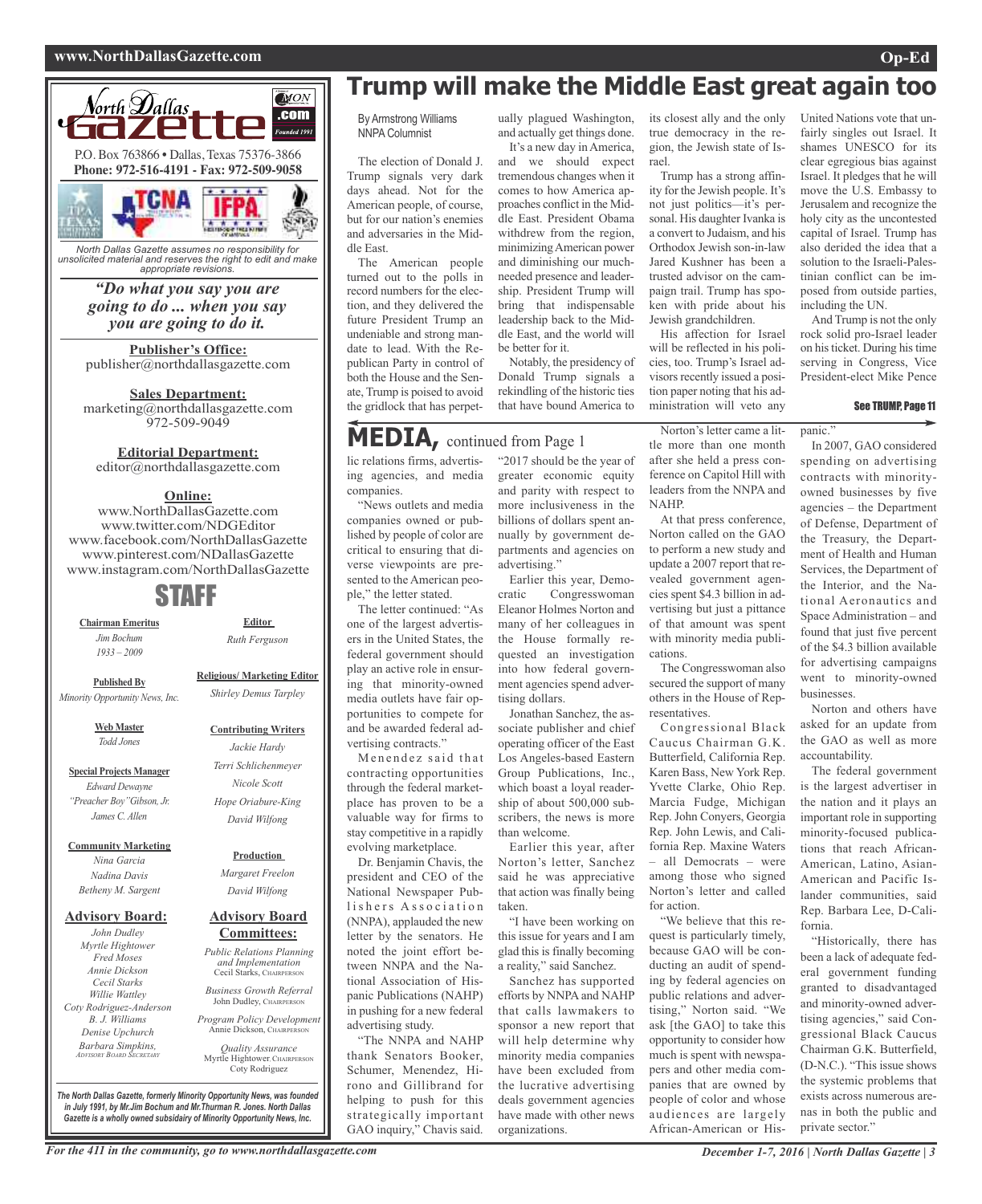# Trump will make the Middle East great again too

By Armstrong Williams
NNPA Columnist

The election of Donald J. Trump signals very dark days ahead. Not for the American people, of course, but for our nation's enemies and adversaries in the Middle East.

The American people turned out to the polls in record numbers for the election, and they delivered the future President Trump an undeniable and strong mandate to lead. With the Republican Party in control of both the House and the Senate, Trump is poised to avoid the gridlock that has perpetually plagued Washington, and actually get things done.

It's a new day in America, and we should expect tremendous changes when it comes to how America approaches conflict in the Middle East. President Obama withdrew from the region, minimizing American power and diminishing our much-needed presence and leadership. President Trump will bring that indispensable leadership back to the Middle East, and the world will be better for it.

Notably, the presidency of Donald Trump signals a rekindling of the historic ties that have bound America to its closest ally and the only true democracy in the region, the Jewish state of Israel.

Trump has a strong affinity for the Jewish people. It's not just politics—it's personal. His daughter Ivanka is a convert to Judaism, and his Orthodox Jewish son-in-law Jared Kushner has been a trusted advisor on the campaign trail. Trump has spoken with pride about his Jewish grandchildren.

His affection for Israel will be reflected in his policies, too. Trump's Israel advisors recently issued a position paper noting that his administration will veto any United Nations vote that unfairly singles out Israel. It shames UNESCO for its clear egregious bias against Israel. It pledges that he will move the U.S. Embassy to Jerusalem and recognize the holy city as the uncontested capital of Israel. Trump has also derided the idea that a solution to the Israeli-Palestinian conflict can be imposed from outside parties, including the UN.

And Trump is not the only rock solid pro-Israel leader on his ticket. During his time serving in Congress, Vice President-elect Mike Pence

See TRUMP, Page 11

## MEDIA, continued from Page 1

lic relations firms, advertising agencies, and media companies.

"News outlets and media companies owned or published by people of color are critical to ensuring that diverse viewpoints are presented to the American people," the letter stated.

The letter continued: "As one of the largest advertisers in the United States, the federal government should play an active role in ensuring that minority-owned media outlets have fair opportunities to compete for and be awarded federal advertising contracts."

Menendez said that contracting opportunities through the federal marketplace has proven to be a valuable way for firms to stay competitive in a rapidly evolving marketplace.

Dr. Benjamin Chavis, the president and CEO of the National Newspaper Publishers Association (NNPA), applauded the new letter by the senators. He noted the joint effort between NNPA and the National Association of Hispanic Publications (NAHP) in pushing for a new federal advertising study.

"The NNPA and NAHP thank Senators Booker, Schumer, Menendez, Hirono and Gillibrand for helping to push for this strategically important GAO inquiry," Chavis said. "2017 should be the year of greater economic equity and parity with respect to more inclusiveness in the billions of dollars spent annually by government departments and agencies on advertising."

Earlier this year, Democratic Congresswoman Eleanor Holmes Norton and many of her colleagues in the House formally requested an investigation into how federal government agencies spend advertising dollars.

Jonathan Sanchez, the associate publisher and chief operating officer of the East Los Angeles-based Eastern Group Publications, Inc., which boast a loyal readership of about 500,000 subscribers, the news is more than welcome.

Earlier this year, after Norton's letter, Sanchez said he was appreciative that action was finally being taken.

"I have been working on this issue for years and I am glad this is finally becoming a reality," said Sanchez.

Sanchez has supported efforts by NNPA and NAHP that calls lawmakers to sponsor a new report that will help determine why minority media companies have been excluded from the lucrative advertising deals government agencies have made with other news organizations.

Norton's letter came a little more than one month after she held a press conference on Capitol Hill with leaders from the NNPA and NAHP.

At that press conference, Norton called on the GAO to perform a new study and update a 2007 report that revealed government agencies spent $4.3 billion in advertising but just a pittance of that amount was spent with minority media publications.

The Congresswoman also secured the support of many others in the House of Representatives.

Congressional Black Caucus Chairman G.K. Butterfield, California Rep. Karen Bass, New York Rep. Yvette Clarke, Ohio Rep. Marcia Fudge, Michigan Rep. John Conyers, Georgia Rep. John Lewis, and California Rep. Maxine Waters – all Democrats – were among those who signed Norton's letter and called for action.

"We believe that this request is particularly timely, because GAO will be conducting an audit of spending by federal agencies on public relations and advertising," Norton said. "We ask [the GAO] to take this opportunity to consider how much is spent with newspapers and other media companies that are owned by people of color and whose audiences are largely African-American or Hispanic."

In 2007, GAO considered spending on advertising contracts with minority-owned businesses by five agencies – the Department of Defense, Department of the Treasury, the Department of Health and Human Services, the Department of the Interior, and the National Aeronautics and Space Administration – and found that just five percent of the $4.3 billion available for advertising campaigns went to minority-owned businesses.

Norton and others have asked for an update from the GAO as well as more accountability.

The federal government is the largest advertiser in the nation and it plays an important role in supporting minority-focused publications that reach African-American, Latino, Asian-American and Pacific Islander communities, said Rep. Barbara Lee, D-California.

"Historically, there has been a lack of adequate federal government funding granted to disadvantaged and minority-owned advertising agencies," said Congressional Black Caucus Chairman G.K. Butterfield, (D-N.C.). "This issue shows the systemic problems that exists across numerous arenas in both the public and private sector."

---

**North Dallas Gazette** .com — Founded 1991

P.O. Box 763866 • Dallas, Texas 75376-3866
**Phone: 972-516-4191 - Fax: 972-509-9058**

*North Dallas Gazette assumes no responsibility for unsolicited material and reserves the right to edit and make appropriate revisions.*

***"Do what you say you are going to do ... when you say you are going to do it.***

**Publisher's Office:**
publisher@northdallasgazette.com

**Sales Department:**
marketing@northdallasgazette.com
972-509-9049

**Editorial Department:**
editor@northdallasgazette.com

**Online:**
www.NorthDallasGazette.com
www.twitter.com/NDGEditor
www.facebook.com/NorthDallasGazette
www.pinterest.com/NDallasGazette
www.instagram.com/NorthDallasGazette

## STAFF

**Chairman Emeritus**
*Jim Bochum*
*1933 – 2009*

**Published By**
*Minority Opportunity News, Inc.*

**Web Master**
*Todd Jones*

**Special Projects Manager**
*Edward Dewayne "Preacher Boy" Gibson, Jr.*
*James C. Allen*

**Community Marketing**
*Nina Garcia*
*Nadina Davis*
*Betheny M. Sargent*

**Advisory Board:**
*John Dudley*
*Myrtle Hightower*
*Fred Moses*
*Annie Dickson*
*Cecil Starks*
*Willie Wattley*
*Coty Rodriguez-Anderson*
*B. J. Williams*
*Denise Upchurch*
*Barbara Simpkins,* ADVISORY BOARD SECRETARY

**Editor**
*Ruth Ferguson*

**Religious/ Marketing Editor**
*Shirley Demus Tarpley*

**Contributing Writers**
*Jackie Hardy*
*Terri Schlichenmeyer*
*Nicole Scott*
*Hope Oriabure-King*
*David Wilfong*

**Production**
*Margaret Freelon*
*David Wilfong*

**Advisory Board Committees:**
*Public Relations Planning and Implementation*
Cecil Starks, CHAIRPERSON
*Business Growth Referral*
John Dudley, CHAIRPERSON
*Program Policy Development*
Annie Dickson, CHAIRPERSON
*Quality Assurance*
Myrtle Hightower, CHAIRPERSON
Coty Rodriguez

***The North Dallas Gazette, formerly Minority Opportunity News, was founded in July 1991, by Mr.Jim Bochum and Mr.Thurman R. Jones. North Dallas Gazette is a wholly owned subsidairy of Minority Opportunity News, Inc.***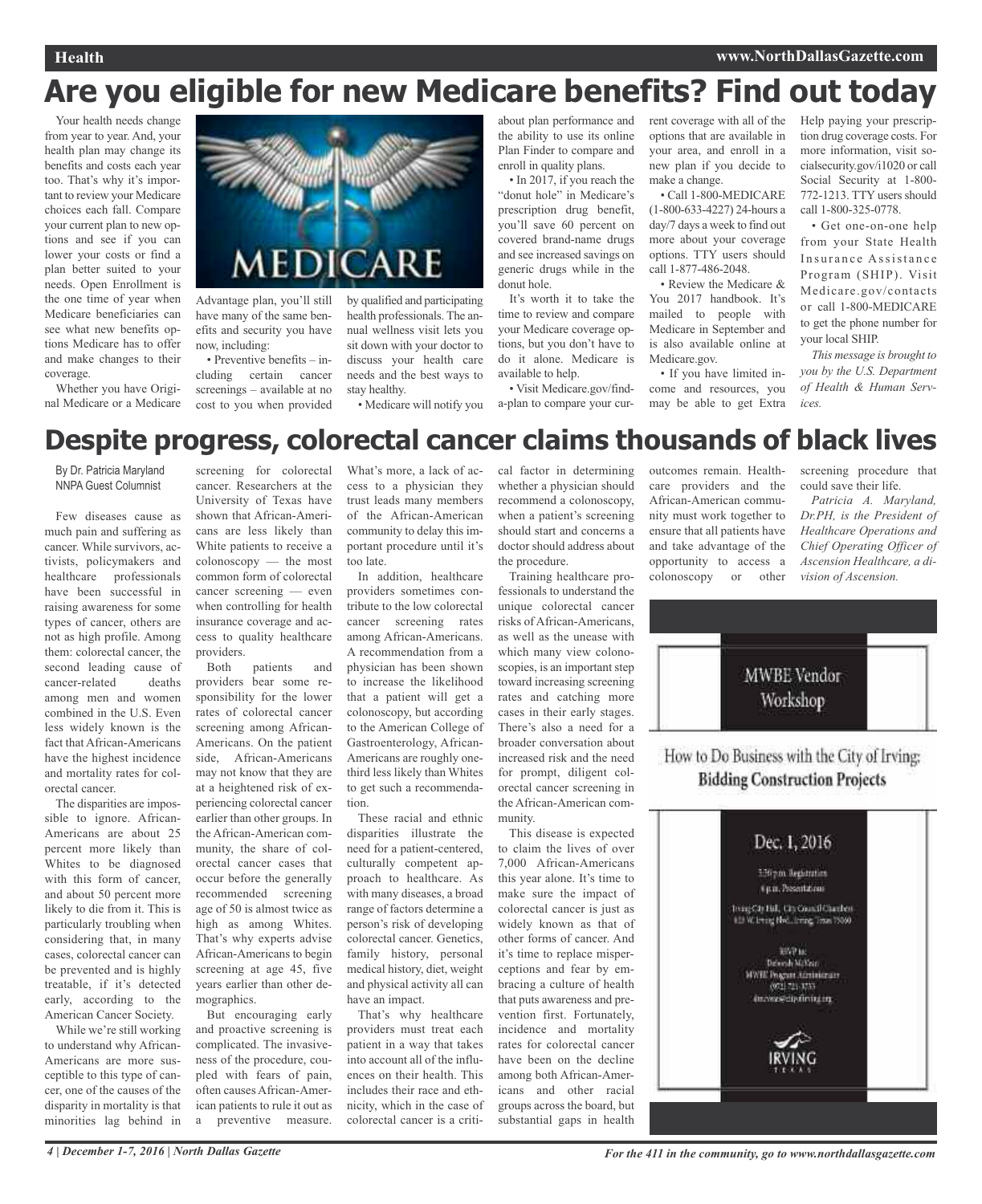# Are you eligible for new Medicare benefits? Find out today

Your health needs change from year to year. And, your health plan may change its benefits and costs each year too. That's why it's important to review your Medicare choices each fall. Compare your current plan to new options and see if you can lower your costs or find a plan better suited to your needs. Open Enrollment is the one time of year when Medicare beneficiaries can see what new benefits options Medicare has to offer and make changes to their coverage.

Whether you have Original Medicare or a Medicare Advantage plan, you'll still have many of the same benefits and security you have now, including:

• Preventive benefits – including certain cancer screenings – available at no cost to you when provided by qualified and participating health professionals. The annual wellness visit lets you sit down with your doctor to discuss your health care needs and the best ways to stay healthy.

• Medicare will notify you about plan performance and the ability to use its online Plan Finder to compare and enroll in quality plans.

• In 2017, if you reach the "donut hole" in Medicare's prescription drug benefit, you'll save 60 percent on covered brand-name drugs and see increased savings on generic drugs while in the donut hole.

It's worth it to take the time to review and compare your Medicare coverage options, but you don't have to do it alone. Medicare is available to help.

• Visit Medicare.gov/find-a-plan to compare your current coverage with all of the options that are available in your area, and enroll in a new plan if you decide to make a change.

• Call 1-800-MEDICARE (1-800-633-4227) 24-hours a day/7 days a week to find out more about your coverage options. TTY users should call 1-877-486-2048.

• Review the Medicare & You 2017 handbook. It's mailed to people with Medicare in September and is also available online at Medicare.gov.

• If you have limited income and resources, you may be able to get Extra Help paying your prescription drug coverage costs. For more information, visit socialsecurity.gov/i1020 or call Social Security at 1-800-772-1213. TTY users should call 1-800-325-0778.

• Get one-on-one help from your State Health Insurance Assistance Program (SHIP). Visit Medicare.gov/contacts or call 1-800-MEDICARE to get the phone number for your local SHIP.

*This message is brought to you by the U.S. Department of Health & Human Services.*

# Despite progress, colorectal cancer claims thousands of black lives

By Dr. Patricia Maryland
NNPA Guest Columnist

Few diseases cause as much pain and suffering as cancer. While survivors, activists, policymakers and healthcare professionals have been successful in raising awareness for some types of cancer, others are not as high profile. Among them: colorectal cancer, the second leading cause of cancer-related deaths among men and women combined in the U.S. Even less widely known is the fact that African-Americans have the highest incidence and mortality rates for colorectal cancer.

The disparities are impossible to ignore. African-Americans are about 25 percent more likely than Whites to be diagnosed with this form of cancer, and about 50 percent more likely to die from it. This is particularly troubling when considering that, in many cases, colorectal cancer can be prevented and is highly treatable, if it's detected early, according to the American Cancer Society.

While we're still working to understand why African-Americans are more susceptible to this type of cancer, one of the causes of the disparity in mortality is that minorities lag behind in screening for colorectal cancer. Researchers at the University of Texas have shown that African-Americans are less likely than White patients to receive a colonoscopy — the most common form of colorectal cancer screening — even when controlling for health insurance coverage and access to quality healthcare providers.

Both patients and providers bear some responsibility for the lower rates of colorectal cancer screening among African-Americans. On the patient side, African-Americans may not know that they are at a heightened risk of experiencing colorectal cancer earlier than other groups. In the African-American community, the share of colorectal cancer cases that occur before the generally recommended screening age of 50 is almost twice as high as among Whites. That's why experts advise African-Americans to begin screening at age 45, five years earlier than other demographics.

But encouraging early and proactive screening is complicated. The invasiveness of the procedure, coupled with fears of pain, often causes African-American patients to rule it out as a preventive measure. What's more, a lack of access to a physician they trust leads many members of the African-American community to delay this important procedure until it's too late.

In addition, healthcare providers sometimes contribute to the low colorectal cancer screening rates among African-Americans. A recommendation from a physician has been shown to increase the likelihood that a patient will get a colonoscopy, but according to the American College of Gastroenterology, African-Americans are roughly one-third less likely than Whites to get such a recommendation.

These racial and ethnic disparities illustrate the need for a patient-centered, culturally competent approach to healthcare. As with many diseases, a broad range of factors determine a person's risk of developing colorectal cancer. Genetics, family history, personal medical history, diet, weight and physical activity all can have an impact.

That's why healthcare providers must treat each patient in a way that takes into account all of the influences on their health. This includes their race and ethnicity, which in the case of colorectal cancer is a critical factor in determining whether a physician should recommend a colonoscopy, when a patient's screening should start and concerns a doctor should address about the procedure.

Training healthcare professionals to understand the unique colorectal cancer risks of African-Americans, as well as the unease with which many view colonoscopies, is an important step toward increasing screening rates and catching more cases in their early stages. There's also a need for a broader conversation about increased risk and the need for prompt, diligent colorectal cancer screening in the African-American community.

This disease is expected to claim the lives of over 7,000 African-Americans this year alone. It's time to make sure the impact of colorectal cancer is just as widely known as that of other forms of cancer. And it's time to replace misperceptions and fear by embracing a culture of health that puts awareness and prevention first. Fortunately, incidence and mortality rates for colorectal cancer have been on the decline among both African-Americans and other racial groups across the board, but substantial gaps in health outcomes remain. Healthcare providers and the African-American community must work together to ensure that all patients have and take advantage of the opportunity to access a colonoscopy or other screening procedure that could save their life.

*Patricia A. Maryland, Dr.PH, is the President of Healthcare Operations and Chief Operating Officer of Ascension Healthcare, a division of Ascension.*

MWBE Vendor Workshop

How to Do Business with the City of Irving: **Bidding Construction Projects**

Dec. 1, 2016

5:30 p.m. Registration
6 p.m. Presentations

Irving City Hall, City Council Chambers
825 W. Irving Blvd., Irving, Texas 75060

RSVP to:
Deborah McVean
MWBE Program Administrator
(972) 721-3733
dmcvean@cityofirving.org

IRVING TEXAS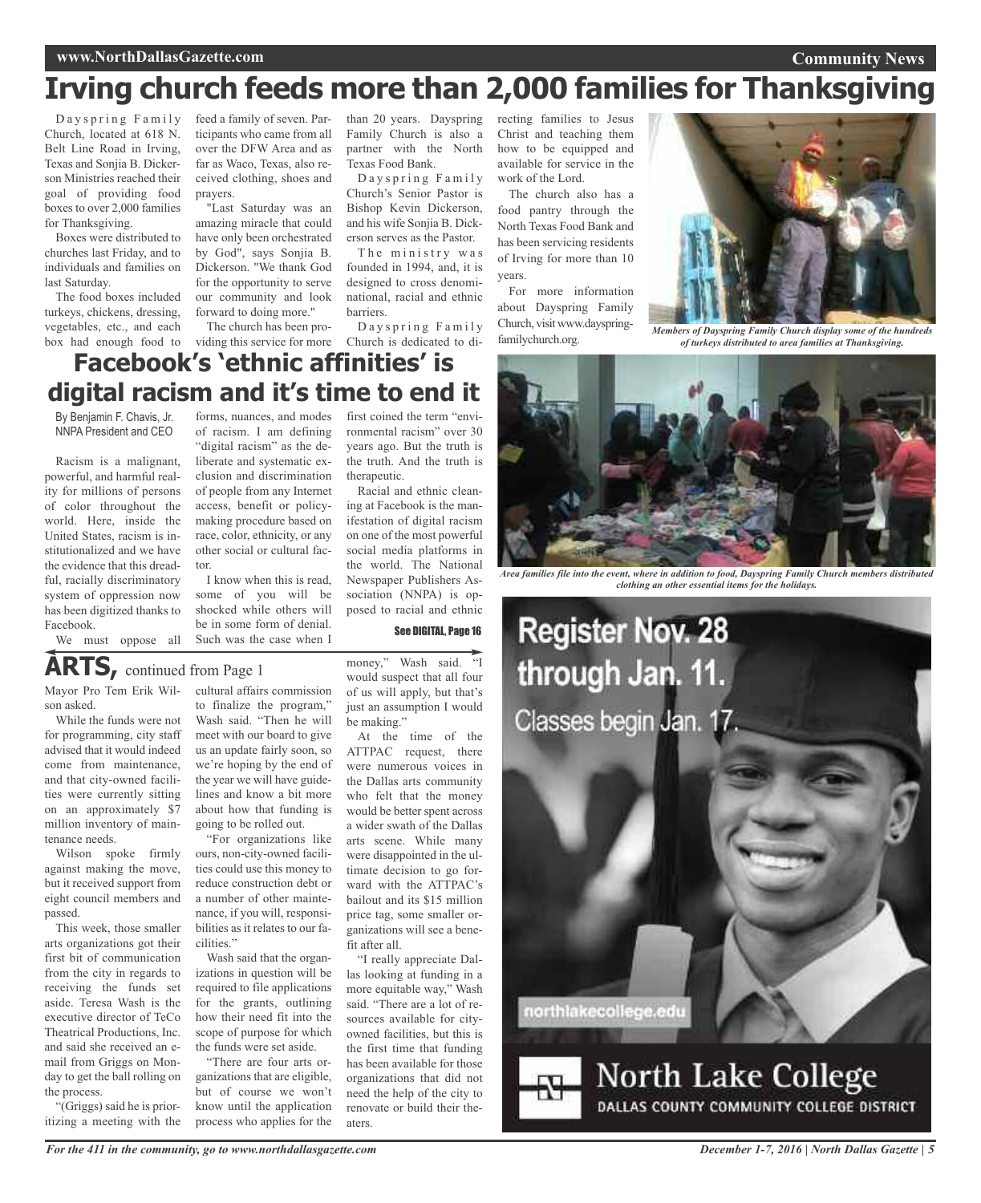# Irving church feeds more than 2,000 families for Thanksgiving

Dayspring Family Church, located at 618 N. Belt Line Road in Irving, Texas and Sonjia B. Dickerson Ministries reached their goal of providing food boxes to over 2,000 families for Thanksgiving.

Boxes were distributed to churches last Friday, and to individuals and families on last Saturday.

The food boxes included turkeys, chickens, dressing, vegetables, etc., and each box had enough food to feed a family of seven. Participants who came from all over the DFW Area and as far as Waco, Texas, also received clothing, shoes and prayers.

"Last Saturday was an amazing miracle that could have only been orchestrated by God", says Sonjia B. Dickerson. "We thank God for the opportunity to serve our community and look forward to doing more."

The church has been providing this service for more than 20 years. Dayspring Family Church is also a partner with the North Texas Food Bank.

Dayspring Family Church's Senior Pastor is Bishop Kevin Dickerson, and his wife Sonjia B. Dickerson serves as the Pastor.

The ministry was founded in 1994, and, it is designed to cross denominational, racial and ethnic barriers.

Dayspring Family Church is dedicated to directing families to Jesus Christ and teaching them how to be equipped and available for service in the work of the Lord.

The church also has a food pantry through the North Texas Food Bank and has been servicing residents of Irving for more than 10 years.

For more information about Dayspring Family Church, visit www.dayspringfamilychurch.org.

*Members of Dayspring Family Church display some of the hundreds of turkeys distributed to area families at Thanksgiving.*

*Area families file into the event, where in addition to food, Dayspring Family Church members distributed clothing an other essential items for the holidays.*

# Facebook's 'ethnic affinities' is digital racism and it's time to end it

By Benjamin F. Chavis, Jr.
NNPA President and CEO

Racism is a malignant, powerful, and harmful reality for millions of persons of color throughout the world. Here, inside the United States, racism is institutionalized and we have the evidence that this dreadful, racially discriminatory system of oppression now has been digitized thanks to Facebook.

We must oppose all forms, nuances, and modes of racism. I am defining "digital racism" as the deliberate and systematic exclusion and discrimination of people from any Internet access, benefit or policy-making procedure based on race, color, ethnicity, or any other social or cultural factor.

I know when this is read, some of you will be shocked while others will be in some form of denial. Such was the case when I first coined the term "environmental racism" over 30 years ago. But the truth is the truth. And the truth is therapeutic.

Racial and ethnic cleaning at Facebook is the manifestation of digital racism on one of the most powerful social media platforms in the world. The National Newspaper Publishers Association (NNPA) is opposed to racial and ethnic

**See DIGITAL, Page 16**

## ARTS, continued from Page 1

Mayor Pro Tem Erik Wilson asked.

While the funds were not for programming, city staff advised that it would indeed come from maintenance, and that city-owned facilities were currently sitting on an approximately $7 million inventory of maintenance needs.

Wilson spoke firmly against making the move, but it received support from eight council members and passed.

This week, those smaller arts organizations got their first bit of communication from the city in regards to receiving the funds set aside. Teresa Wash is the executive director of TeCo Theatrical Productions, Inc. and said she received an e-mail from Griggs on Monday to get the ball rolling on the process.

"(Griggs) said he is prioritizing a meeting with the cultural affairs commission to finalize the program," Wash said. "Then he will meet with our board to give us an update fairly soon, so we're hoping by the end of the year we will have guidelines and know a bit more about how that funding is going to be rolled out.

"For organizations like ours, non-city-owned facilities could use this money to reduce construction debt or a number of other maintenance, if you will, responsibilities as it relates to our facilities."

Wash said that the organizations in question will be required to file applications for the grants, outlining how their need fit into the scope of purpose for which the funds were set aside.

"There are four arts organizations that are eligible, but of course we won't know until the application process who applies for the money," Wash said. "I would suspect that all four of us will apply, but that's just an assumption I would be making."

At the time of the ATTPAC request, there were numerous voices in the Dallas arts community who felt that the money would be better spent across a wider swath of the Dallas arts scene. While many were disappointed in the ultimate decision to go forward with the ATTPAC's bailout and its $15 million price tag, some smaller organizations will see a benefit after all.

"I really appreciate Dallas looking at funding in a more equitable way," Wash said. "There are a lot of resources available for city-owned facilities, but this is the first time that funding has been available for those organizations that did not need the help of the city to renovate or build their theaters.

Register Nov. 28 through Jan. 11.
Classes begin Jan. 17.

northlakecollege.edu

North Lake College
DALLAS COUNTY COMMUNITY COLLEGE DISTRICT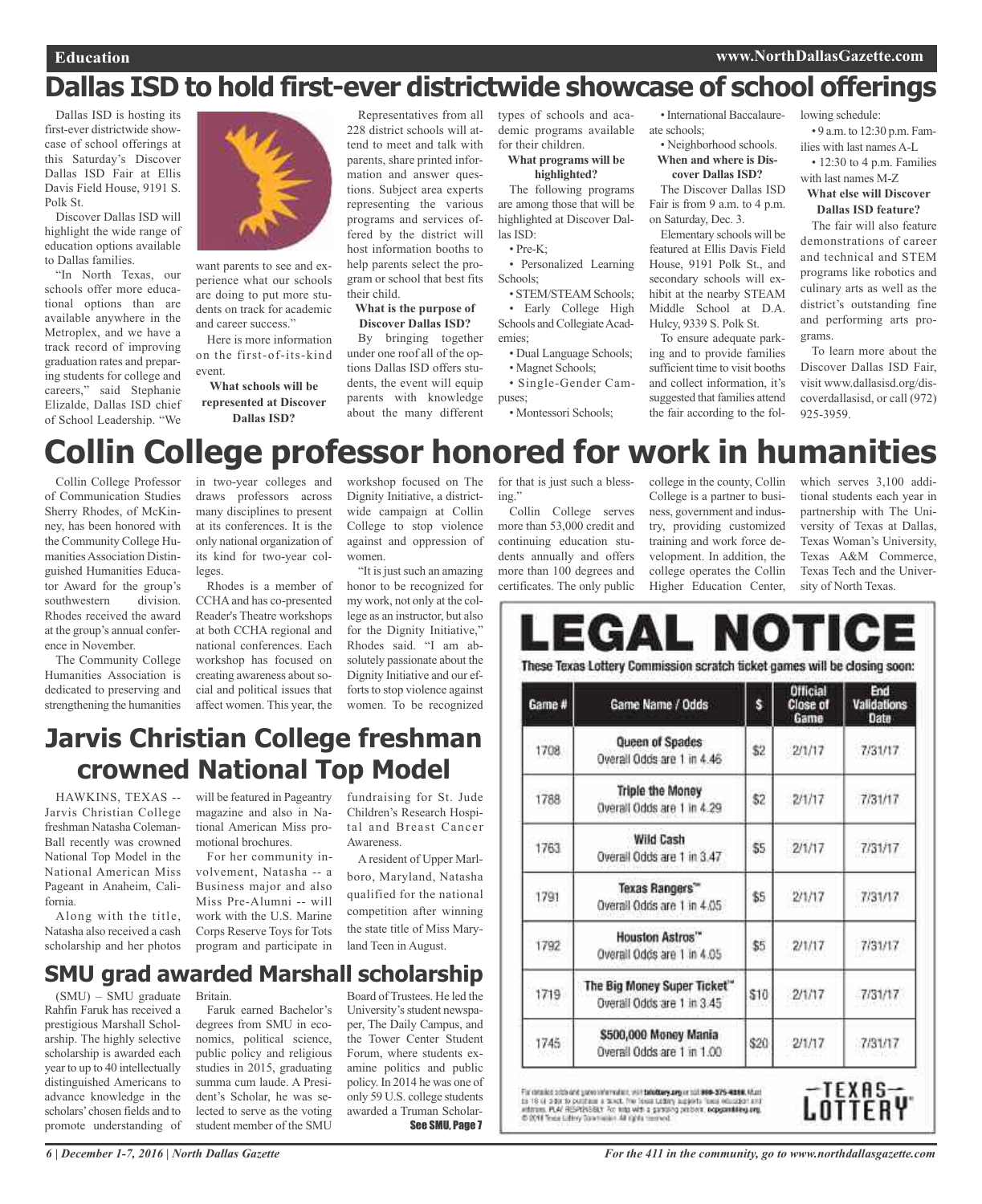# Dallas ISD to hold first-ever districtwide showcase of school offerings

Dallas ISD is hosting its first-ever districtwide showcase of school offerings at this Saturday's Discover Dallas ISD Fair at Ellis Davis Field House, 9191 S. Polk St.

Discover Dallas ISD will highlight the wide range of education options available to Dallas families.

"In North Texas, our schools offer more educational options than are available anywhere in the Metroplex, and we have a track record of improving graduation rates and preparing students for college and careers," said Stephanie Elizalde, Dallas ISD chief of School Leadership. "We want parents to see and experience what our schools are doing to put more students on track for academic and career success."

Here is more information on the first-of-its-kind event.

**What schools will be represented at Discover Dallas ISD?**

Representatives from all 228 district schools will attend to meet and talk with parents, share printed information and answer questions. Subject area experts representing the various programs and services offered by the district will host information booths to help parents select the program or school that best fits their child.

**What is the purpose of Discover Dallas ISD?**

By bringing together under one roof all of the options Dallas ISD offers students, the event will equip parents with knowledge about the many different types of schools and academic programs available for their children.

**What programs will be highlighted?**

The following programs are among those that will be highlighted at Discover Dallas ISD:

- Pre-K;
- Personalized Learning Schools;
- STEM/STEAM Schools;
- Early College High Schools and Collegiate Academies;
- Dual Language Schools;
- Magnet Schools;
- Single-Gender Campuses;
- Montessori Schools;
- International Baccalaureate schools;
- Neighborhood schools.

**When and where is Discover Dallas ISD?**

The Discover Dallas ISD Fair is from 9 a.m. to 4 p.m. on Saturday, Dec. 3.

Elementary schools will be featured at Ellis Davis Field House, 9191 Polk St., and secondary schools will exhibit at the nearby STEAM Middle School at D.A. Hulcy, 9339 S. Polk St.

To ensure adequate parking and to provide families sufficient time to visit booths and collect information, it's suggested that families attend the fair according to the following schedule:

- 9 a.m. to 12:30 p.m. Families with last names A-L
- 12:30 to 4 p.m. Families with last names M-Z

**What else will Discover Dallas ISD feature?**

The fair will also feature demonstrations of career and technical and STEM programs like robotics and culinary arts as well as the district's outstanding fine and performing arts programs.

To learn more about the Discover Dallas ISD Fair, visit www.dallasisd.org/discoverdallasisd, or call (972) 925-3959.

# Collin College professor honored for work in humanities

Collin College Professor of Communication Studies Sherry Rhodes, of McKinney, has been honored with the Community College Humanities Association Distinguished Humanities Educator Award for the group's southwestern division. Rhodes received the award at the group's annual conference in November.

The Community College Humanities Association is dedicated to preserving and strengthening the humanities in two-year colleges and draws professors across many disciplines to present at its conferences. It is the only national organization of its kind for two-year colleges.

Rhodes is a member of CCHA and has co-presented Reader's Theatre workshops at both CCHA regional and national conferences. Each workshop has focused on creating awareness about social and political issues that affect women. This year, the workshop focused on The Dignity Initiative, a districtwide campaign at Collin College to stop violence against and oppression of women.

"It is just such an amazing honor to be recognized for my work, not only at the college as an instructor, but also for the Dignity Initiative," Rhodes said. "I am absolutely passionate about the Dignity Initiative and our efforts to stop violence against women. To be recognized for that is just such a blessing."

Collin College serves more than 53,000 credit and continuing education students annually and offers more than 100 degrees and certificates. The only public college in the county, Collin College is a partner to business, government and industry, providing customized training and work force development. In addition, the college operates the Collin Higher Education Center, which serves 3,100 additional students each year in partnership with The University of Texas at Dallas, Texas Woman's University, Texas A&M Commerce, Texas Tech and the University of North Texas.

# Jarvis Christian College freshman crowned National Top Model

HAWKINS, TEXAS -- Jarvis Christian College freshman Natasha Coleman-Ball recently was crowned National Top Model in the National American Miss Pageant in Anaheim, California.

Along with the title, Natasha also received a cash scholarship and her photos will be featured in Pageantry magazine and also in National American Miss promotional brochures.

For her community involvement, Natasha -- a Business major and also Miss Pre-Alumni -- will work with the U.S. Marine Corps Reserve Toys for Tots program and participate in fundraising for St. Jude Children's Research Hospital and Breast Cancer Awareness.

A resident of Upper Marlboro, Maryland, Natasha qualified for the national competition after winning the state title of Miss Maryland Teen in August.

# SMU grad awarded Marshall scholarship

(SMU) – SMU graduate Rahfin Faruk has received a prestigious Marshall Scholarship. The highly selective scholarship is awarded each year to up to 40 intellectually distinguished Americans to advance knowledge in the scholars' chosen fields and to promote understanding of Britain.

Faruk earned Bachelor's degrees from SMU in economics, political science, public policy and religious studies in 2015, graduating summa cum laude. A President's Scholar, he was selected to serve as the voting student member of the SMU Board of Trustees. He led the University's student newspaper, The Daily Campus, and the Tower Center Student Forum, where students examine politics and public policy. In 2014 he was one of only 59 U.S. college students awarded a Truman Scholar-

**See SMU, Page 7**

# LEGAL NOTICE

**These Texas Lottery Commission scratch ticket games will be closing soon:**

| Game # | Game Name / Odds | $ | Official Close of Game | End Validations Date |
|---|---|---|---|---|
| 1708 | **Queen of Spades** Overall Odds are 1 in 4.46 | $2 | 2/1/17 | 7/31/17 |
| 1788 | **Triple the Money** Overall Odds are 1 in 4.29 | $2 | 2/1/17 | 7/31/17 |
| 1763 | **Wild Cash** Overall Odds are 1 in 3.47 | $5 | 2/1/17 | 7/31/17 |
| 1791 | **Texas Rangers™** Overall Odds are 1 in 4.05 | $5 | 2/1/17 | 7/31/17 |
| 1792 | **Houston Astros™** Overall Odds are 1 in 4.05 | $5 | 2/1/17 | 7/31/17 |
| 1719 | **The Big Money Super Ticket™** Overall Odds are 1 in 3.45 | $10 | 2/1/17 | 7/31/17 |
| 1745 | **$500,000 Money Mania** Overall Odds are 1 in 1.00 | $20 | 2/1/17 | 7/31/17 |

For detailed odds and game information, visit txlottery.org or call 800-375-6886. Must be 18 or older to purchase a ticket. The Texas Lottery supports Texas education and veterans. PLAY RESPONSIBLY. For help with a gambling problem, ncpgambling.org. © 2016 Texas Lottery Commission. All rights reserved.

TEXAS LOTTERY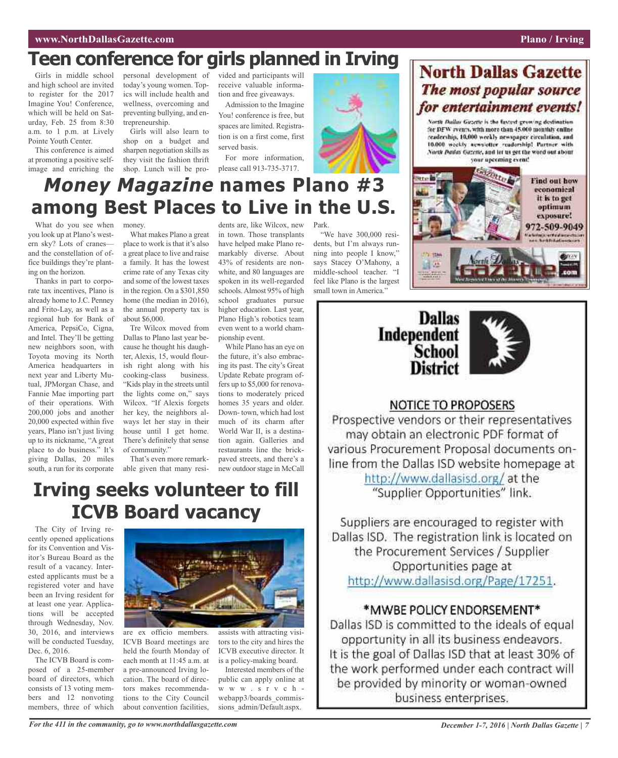# Teen conference for girls planned in Irving

Girls in middle school and high school are invited to register for the 2017 Imagine You! Conference, which will be held on Saturday, Feb. 25 from 8:30 a.m. to 1 p.m. at Lively Pointe Youth Center.

This conference is aimed at promoting a positive self-image and enriching the personal development of today's young women. Topics will include health and wellness, overcoming and preventing bullying, and entrepreneurship.

Girls will also learn to shop on a budget and sharpen negotiation skills as they visit the fashion thrift shop. Lunch will be provided and participants will receive valuable information and free giveaways.

Admission to the Imagine You! conference is free, but spaces are limited. Registration is on a first come, first served basis.

For more information, please call 913-735-3717.

# *Money Magazine* names Plano #3 among Best Places to Live in the U.S.

What do you see when you look up at Plano's western sky? Lots of cranes—and the constellation of office buildings they're planting on the horizon.

Thanks in part to corporate tax incentives, Plano is already home to J.C. Penney and Frito-Lay, as well as a regional hub for Bank of America, PepsiCo, Cigna, and Intel. They'll be getting new neighbors soon, with Toyota moving its North America headquarters in next year and Liberty Mutual, JPMorgan Chase, and Fannie Mae importing part of their operations. With 200,000 jobs and another 20,000 expected within five years, Plano isn't just living up to its nickname, "A great place to do business." It's giving Dallas, 20 miles south, a run for its corporate money.

What makes Plano a great place to work is that it's also a great place to live and raise a family. It has the lowest crime rate of any Texas city and some of the lowest taxes in the region. On a $301,850 home (the median in 2016), the annual property tax is about $6,000.

Tre Wilcox moved from Dallas to Plano last year because he thought his daughter, Alexis, 15, would flourish right along with his cooking-class business. "Kids play in the streets until the lights come on," says Wilcox. "If Alexis forgets her key, the neighbors always let her stay in their house until I get home. There's definitely that sense of community."

That's even more remarkable given that many residents are, like Wilcox, new in town. Those transplants have helped make Plano remarkably diverse. About 43% of residents are non-white, and 80 languages are spoken in its well-regarded schools. Almost 95% of high school graduates pursue higher education. Last year, Plano High's robotics team even went to a world championship event.

While Plano has an eye on the future, it's also embracing its past. The city's Great Update Rebate program offers up to $5,000 for renovations to moderately priced homes 35 years and older. Down- town, which had lost much of its charm after World War II, is a destination again. Galleries and restaurants line the brick-paved streets, and there's a new outdoor stage in McCall Park.

"We have 300,000 residents, but I'm always running into people I know," says Stacey O'Mahony, a middle-school teacher. "I feel like Plano is the largest small town in America."

# Irving seeks volunteer to fill ICVB Board vacancy

The City of Irving recently opened applications for its Convention and Visitor's Bureau Board as the result of a vacancy. Interested applicants must be a registered voter and have been an Irving resident for at least one year. Applications will be accepted through Wednesday, Nov. 30, 2016, and interviews will be conducted Tuesday, Dec. 6, 2016.

The ICVB Board is composed of a 25-member board of directors, which consists of 13 voting members and 12 nonvoting members, three of which are ex officio members. ICVB Board meetings are held the fourth Monday of each month at 11:45 a.m. at a pre-announced Irving location. The board of directors makes recommendations to the City Council about convention facilities, assists with attracting visitors to the city and hires the ICVB executive director. It is a policy-making board.

Interested members of the public can apply online at www.srvch-webapp3/boards_commissions_admin/Default.aspx.

## North Dallas Gazette
### *The most popular source for entertainment events!*

*North Dallas Gazette* is the fastest growing destination for DFW events, with more than 45,000 monthly online readership, 10,000 weekly newspaper circulation, and 10,000 weekly newsletter readership! Partner with *North Dallas Gazette*, and let us get the word out about your upcoming event!

**Find out how economical it is to get optimum exposure! 972-509-9049**

## Dallas Independent School District

### NOTICE TO PROPOSERS

Prospective vendors or their representatives may obtain an electronic PDF format of various Procurement Proposal documents online from the Dallas ISD website homepage at http://www.dallasisd.org/ at the "Supplier Opportunities" link.

Suppliers are encouraged to register with Dallas ISD. The registration link is located on the Procurement Services / Supplier Opportunities page at http://www.dallasisd.org/Page/17251.

### *MWBE POLICY ENDORSEMENT*

Dallas ISD is committed to the ideals of equal opportunity in all its business endeavors. It is the goal of Dallas ISD that at least 30% of the work performed under each contract will be provided by minority or woman-owned business enterprises.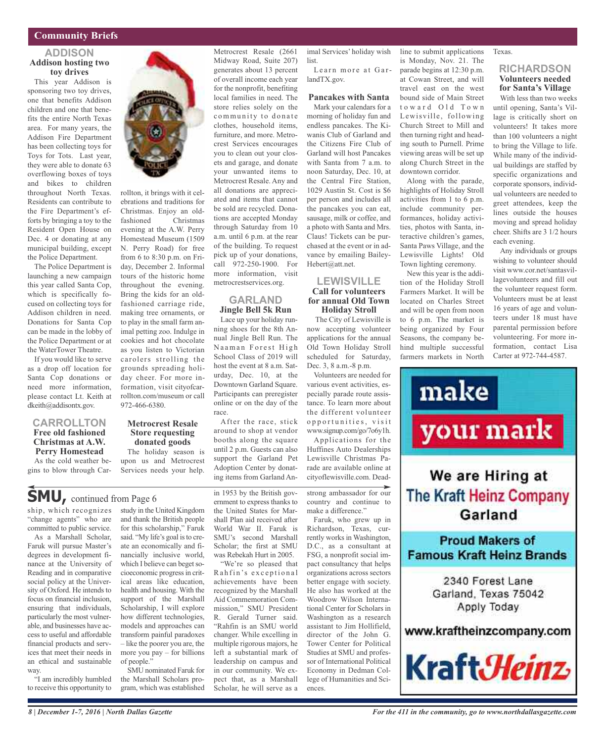## Community Briefs

### ADDISON

**Addison hosting two toy drives**

This year Addison is sponsoring two toy drives, one that benefits Addison children and one that benefits the entire North Texas area. For many years, the Addison Fire Department has been collecting toys for Toys for Tots. Last year, they were able to donate 63 overflowing boxes of toys and bikes to children throughout North Texas. Residents can contribute to the Fire Department's efforts by bringing a toy to the Resident Open House on Dec. 4 or donating at any municipal building, except the Police Department.

The Police Department is launching a new campaign this year called Santa Cop, which is specifically focused on collecting toys for Addison children in need. Donations for Santa Cop can be made in the lobby of the Police Department or at the WaterTower Theatre.

If you would like to serve as a drop off location for Santa Cop donations or need more information, please contact Lt. Keith at dkeith@addisontx.gov.

### CARROLLTON

**Free old fashioned Christmas at A.W. Perry Homestead**

As the cold weather begins to blow through Carrollton, it brings with it celebrations and traditions for Christmas. Enjoy an old-fashioned Christmas evening at the A.W. Perry Homestead Museum (1509 N. Perry Road) for free from 6 to 8:30 p.m. on Friday, December 2. Informal tours of the historic home throughout the evening. Bring the kids for an old-fashioned carriage ride, making tree ornaments, or to play in the small farm animal petting zoo. Indulge in cookies and hot chocolate as you listen to Victorian carolers strolling the grounds spreading holiday cheer. For more information, visit cityofcarrollton.com/museum or call 972-466-6380.

**Metrocrest Resale Store requesting donated goods**

The holiday season is upon us and Metrocrest Services needs your help. Metrocrest Resale (2661 Midway Road, Suite 207) generates about 13 percent of overall income each year for the nonprofit, benefiting local families in need. The store relies solely on the community to donate clothes, household items, furniture, and more. Metrocrest Services encourages you to clean out your closets and garage, and donate your unwanted items to Metrocrest Resale. Any and all donations are appreciated and items that cannot be sold are recycled. Donations are accepted Monday through Saturday from 10 a.m. until 6 p.m. at the rear of the building. To request pick up of your donations, call 972-250-1900. For more information, visit metrocrestservices.org.

### GARLAND

**Jingle Bell 5k Run**

Lace up your holiday running shoes for the 8th Annual Jingle Bell Run. The Naaman Forest High School Class of 2019 will host the event at 8 a.m. Saturday, Dec. 10, at the Downtown Garland Square. Participants can preregister online or on the day of the race.

After the race, stick around to shop at vendor booths along the square until 2 p.m. Guests can also support the Garland Pet Adoption Center by donating items from Garland Animal Services' holiday wish list.

Learn more at GarlandTX.gov.

**Pancakes with Santa**

Mark your calendars for a morning of holiday fun and endless pancakes. The Kiwanis Club of Garland and the Citizens Fire Club of Garland will host Pancakes with Santa from 7 a.m. to noon Saturday, Dec. 10, at the Central Fire Station, 1029 Austin St. Cost is $6 per person and includes all the pancakes you can eat, sausage, milk or coffee, and a photo with Santa and Mrs. Claus! Tickets can be purchased at the event or in advance by emailing Bailey-Hebert@att.net.

### LEWISVILLE

**Call for volunteers for annual Old Town Holiday Stroll**

The City of Lewisville is now accepting volunteer applications for the annual Old Town Holiday Stroll scheduled for Saturday, Dec. 3, 8 a.m.-8 p.m.

Volunteers are needed for various event activities, especially parade route assistance. To learn more about the different volunteer opportunities, visit www.signup.com/go/7o6y1h.

Applications for the Huffines Auto Dealerships Lewisville Christmas Parade are available online at cityoflewisville.com. Deadline to submit applications is Monday, Nov. 21. The parade begins at 12:30 p.m. at Cowan Street, and will travel east on the west bound side of Main Street toward Old Town Lewisville, following Church Street to Mill and then turning right and heading south to Purnell. Prime viewing areas will be set up along Church Street in the downtown corridor.

Along with the parade, highlights of Holiday Stroll activities from 1 to 6 p.m. include community performances, holiday activities, photos with Santa, interactive children's games, Santa Paws Village, and the Lewisville Lights! Old Town lighting ceremony.

New this year is the addition of the Holiday Stroll Farmers Market. It will be located on Charles Street and will be open from noon to 6 p.m. The market is being organized by Four Seasons, the company behind multiple successful farmers markets in North Texas.

### RICHARDSON

**Volunteers needed for Santa's Village**

With less than two weeks until opening, Santa's Village is critically short on volunteers! It takes more than 100 volunteers a night to bring the Village to life. While many of the individual buildings are staffed by specific organizations and corporate sponsors, individual volunteers are needed to greet attendees, keep the lines outside the houses moving and spread holiday cheer. Shifts are 3 1/2 hours each evening.

Any individuals or groups wishing to volunteer should visit www.cor.net/santasvillagevolunteers and fill out the volunteer request form. Volunteers must be at least 16 years of age and volunteers under 18 must have parental permission before volunteering. For more information, contact Lisa Carter at 972-744-4587.

make your mark

We are Hiring at The Kraft Heinz Company Garland

Proud Makers of Famous Kraft Heinz Brands

2340 Forest Lane
Garland, Texas 75042
Apply Today

www.kraftheinzcompany.com

KraftHeinz

## SMU, continued from Page 6

ship, which recognizes "change agents" who are committed to public service.

As a Marshall Scholar, Faruk will pursue Master's degrees in development finance at the University of Reading and in comparative social policy at the University of Oxford. He intends to focus on financial inclusion, ensuring that individuals, particularly the most vulnerable, and businesses have access to useful and affordable financial products and services that meet their needs in an ethical and sustainable way.

"I am incredibly humbled to receive this opportunity to study in the United Kingdom and thank the British people for this scholarship," Faruk said. "My life's goal is to create an economically and financially inclusive world, which I believe can beget socioeconomic progress in critical areas like education, health and housing. With the support of the Marshall Scholarship, I will explore how different technologies, models and approaches can transform painful paradoxes – like the poorer you are, the more you pay – for billions of people."

SMU nominated Faruk for the Marshall Scholars program, which was established in 1953 by the British government to express thanks to the United States for Marshall Plan aid received after World War II. Faruk is SMU's second Marshall Scholar; the first at SMU was Rebekah Hurt in 2005.

"We're so pleased that Rahfin's exceptional achievements have been recognized by the Marshall Aid Commemoration Commission," SMU President R. Gerald Turner said. "Rahfin is an SMU world changer. While excelling in multiple rigorous majors, he left a substantial mark of leadership on campus and in our community. We expect that, as a Marshall Scholar, he will serve as a strong ambassador for our country and continue to make a difference."

Faruk, who grew up in Richardson, Texas, currently works in Washington, D.C., as a consultant at FSG, a nonprofit social impact consultancy that helps organizations across sectors better engage with society. He also has worked at the Woodrow Wilson International Center for Scholars in Washington as a research assistant to Jim Hollifield, director of the John G. Tower Center for Political Studies at SMU and professor of International Political Economy in Dedman College of Humanities and Sciences.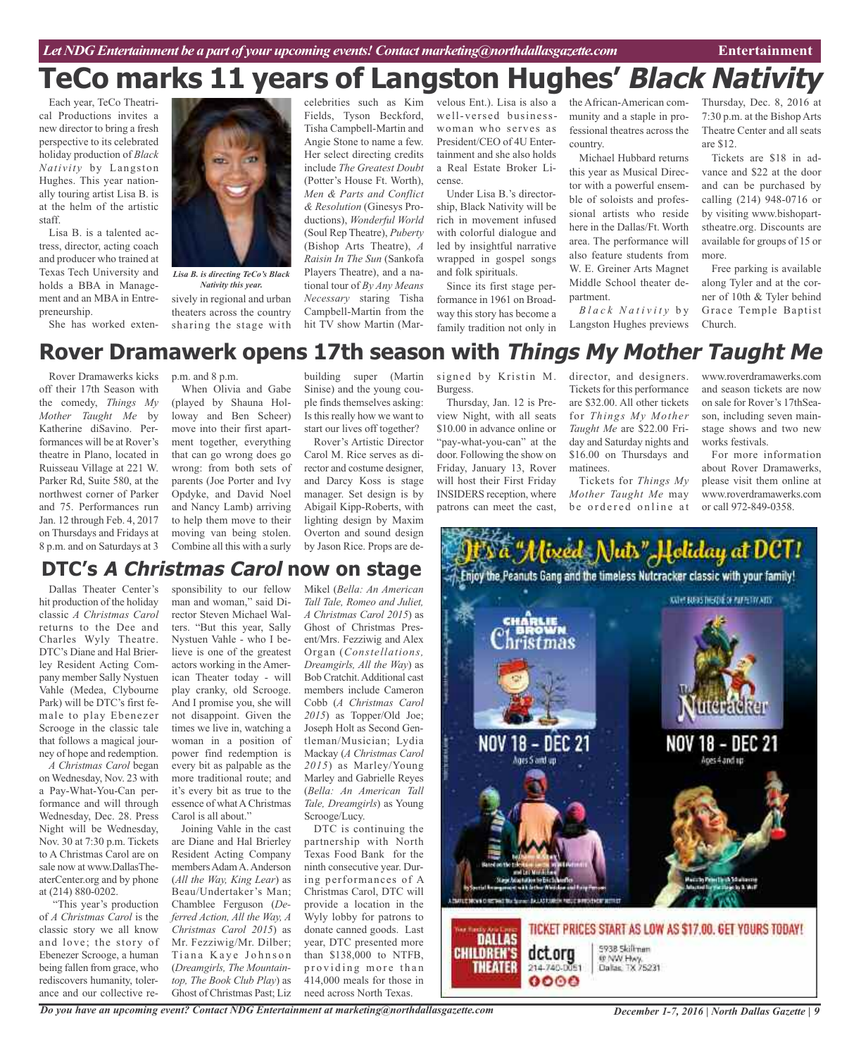# TeCo marks 11 years of Langston Hughes' *Black Nativity*

Each year, TeCo Theatrical Productions invites a new director to bring a fresh perspective to its celebrated holiday production of *Black Nativity* by Langston Hughes. This year nationally touring artist Lisa B. is at the helm of the artistic staff.

Lisa B. is a talented actress, director, acting coach and producer who trained at Texas Tech University and holds a BBA in Management and an MBA in Entrepreneurship.

*Lisa B. is directing TeCo's Black Nativity this year.*

She has worked extensively in regional and urban theaters across the country sharing the stage with celebrities such as Kim Fields, Tyson Beckford, Tisha Campbell-Martin and Angie Stone to name a few. Her select directing credits include *The Greatest Doubt* (Potter's House Ft. Worth), *Men & Parts and Conflict & Resolution* (Ginesys Productions), *Wonderful World* (Soul Rep Theatre), *Puberty* (Bishop Arts Theatre), *A Raisin In The Sun* (Sankofa Players Theatre), and a national tour of *By Any Means Necessary* staring Tisha Campbell-Martin from the hit TV show Martin (Marvelous Ent.). Lisa is also a well-versed businesswoman who serves as President/CEO of 4U Entertainment and she also holds a Real Estate Broker License.

Under Lisa B.'s directorship, Black Nativity will be rich in movement infused with colorful dialogue and led by insightful narrative wrapped in gospel songs and folk spirituals.

Since its first stage performance in 1961 on Broadway this story has become a family tradition not only in the African-American community and a staple in professional theatres across the country.

Michael Hubbard returns this year as Musical Director with a powerful ensemble of soloists and professional artists who reside here in the Dallas/Ft. Worth area. The performance will also feature students from W. E. Greiner Arts Magnet Middle School theater department.

*Black Nativity* by Langston Hughes previews Thursday, Dec. 8, 2016 at 7:30 p.m. at the Bishop Arts Theatre Center and all seats are $12.

Tickets are $18 in advance and $22 at the door and can be purchased by calling (214) 948-0716 or by visiting www.bishopartstheatre.org. Discounts are available for groups of 15 or more.

Free parking is available along Tyler and at the corner of 10th & Tyler behind Grace Temple Baptist Church.

# Rover Dramawerk opens 17th season with *Things My Mother Taught Me*

Rover Dramawerks kicks off their 17th Season with the comedy, *Things My Mother Taught Me* by Katherine diSavino. Performances will be at Rover's theatre in Plano, located in Ruisseau Village at 221 W. Parker Rd, Suite 580, at the northwest corner of Parker and 75. Performances run Jan. 12 through Feb. 4, 2017 on Thursdays and Fridays at 8 p.m. and on Saturdays at 3 p.m. and 8 p.m.

When Olivia and Gabe (played by Shauna Holloway and Ben Scheer) move into their first apartment together, everything that can go wrong does go wrong: from both sets of parents (Joe Porter and Ivy Opdyke, and David Noel and Nancy Lamb) arriving to help them move to their moving van being stolen. Combine all this with a surly building super (Martin Sinise) and the young couple finds themselves asking: Is this really how we want to start our lives off together?

Rover's Artistic Director Carol M. Rice serves as director and costume designer, and Darcy Koss is stage manager. Set design is by Abigail Kipp-Roberts, with lighting design by Maxim Overton and sound design by Jason Rice. Props are designed by Kristin M. Burgess.

Thursday, Jan. 12 is Preview Night, with all seats $10.00 in advance online or "pay-what-you-can" at the door. Following the show on Friday, January 13, Rover will host their First Friday INSIDERS reception, where patrons can meet the cast, director, and designers. Tickets for this performance are $32.00. All other tickets for *Things My Mother Taught Me* are $22.00 Friday and Saturday nights and $16.00 on Thursdays and matinees.

Tickets for *Things My Mother Taught Me* may be ordered online at www.roverdramawerks.com and season tickets are now on sale for Rover's 17thSeason, including seven mainstage shows and two new works festivals.

For more information about Rover Dramawerks, please visit them online at www.roverdramawerks.com or call 972-849-0358.

# DTC's *A Christmas Carol* now on stage

Dallas Theater Center's hit production of the holiday classic *A Christmas Carol* returns to the Dee and Charles Wyly Theatre. DTC's Diane and Hal Brierley Resident Acting Company member Sally Nystuen Vahle (Medea, Clybourne Park) will be DTC's first female to play Ebenezer Scrooge in the classic tale that follows a magical journey of hope and redemption.

*A Christmas Carol* began on Wednesday, Nov. 23 with a Pay-What-You-Can performance and will through Wednesday, Dec. 28. Press Night will be Wednesday, Nov. 30 at 7:30 p.m. Tickets to A Christmas Carol are on sale now at www.DallasTheaterCenter.org and by phone at (214) 880-0202.

"This year's production of *A Christmas Carol* is the classic story we all know and love; the story of Ebenezer Scrooge, a human being fallen from grace, who rediscovers humanity, tolerance and our collective responsibility to our fellow man and woman," said Director Steven Michael Walters. "But this year, Sally Nystuen Vahle - who I believe is one of the greatest actors working in the American Theater today - will play cranky, old Scrooge. And I promise you, she will not disappoint. Given the times we live in, watching a woman in a position of power find redemption is every bit as palpable as the more traditional route; and it's every bit as true to the essence of what A Christmas Carol is all about."

Joining Vahle in the cast are Diane and Hal Brierley Resident Acting Company members Adam A. Anderson (*All the Way, King Lear*) as Beau/Undertaker's Man; Chamblee Ferguson (*Deferred Action, All the Way, A Christmas Carol 2015*) as Mr. Fezziwig/Mr. Dilber; Tiana Kaye Johnson (*Dreamgirls, The Mountaintop, The Book Club Play*) as Ghost of Christmas Past; Liz Mikel (*Bella: An American Tall Tale, Romeo and Juliet, A Christmas Carol 2015*) as Ghost of Christmas Present/Mrs. Fezziwig and Alex Organ (*Constellations, Dreamgirls, All the Way*) as Bob Cratchit. Additional cast members include Cameron Cobb (*A Christmas Carol 2015*) as Topper/Old Joe; Joseph Holt as Second Gentleman/Musician; Lydia Mackay (*A Christmas Carol 2015*) as Marley/Young Marley and Gabrielle Reyes (*Bella: An American Tall Tale, Dreamgirls*) as Young Scrooge/Lucy.

DTC is continuing the partnership with North Texas Food Bank for the ninth consecutive year. During performances of A Christmas Carol, DTC will provide a location in the Wyly lobby for patrons to donate canned goods. Last year, DTC presented more than $138,000 to NTFB, providing more than 414,000 meals for those in need across North Texas.

It's a "Mixed Nuts" Holiday at DCT!

Enjoy the Peanuts Gang and the timeless Nutcracker classic with your family!

A Charlie Brown Christmas — NOV 18 - DEC 21 — Ages 5 and up

The Nutcracker — NOV 18 - DEC 21 — Ages 4 and up

TICKET PRICES START AS LOW AS $17.00. GET YOURS TODAY!

Dallas Children's Theater — dct.org — 214-740-0051 — 5938 Skillman @ NW Hwy. Dallas, TX 75231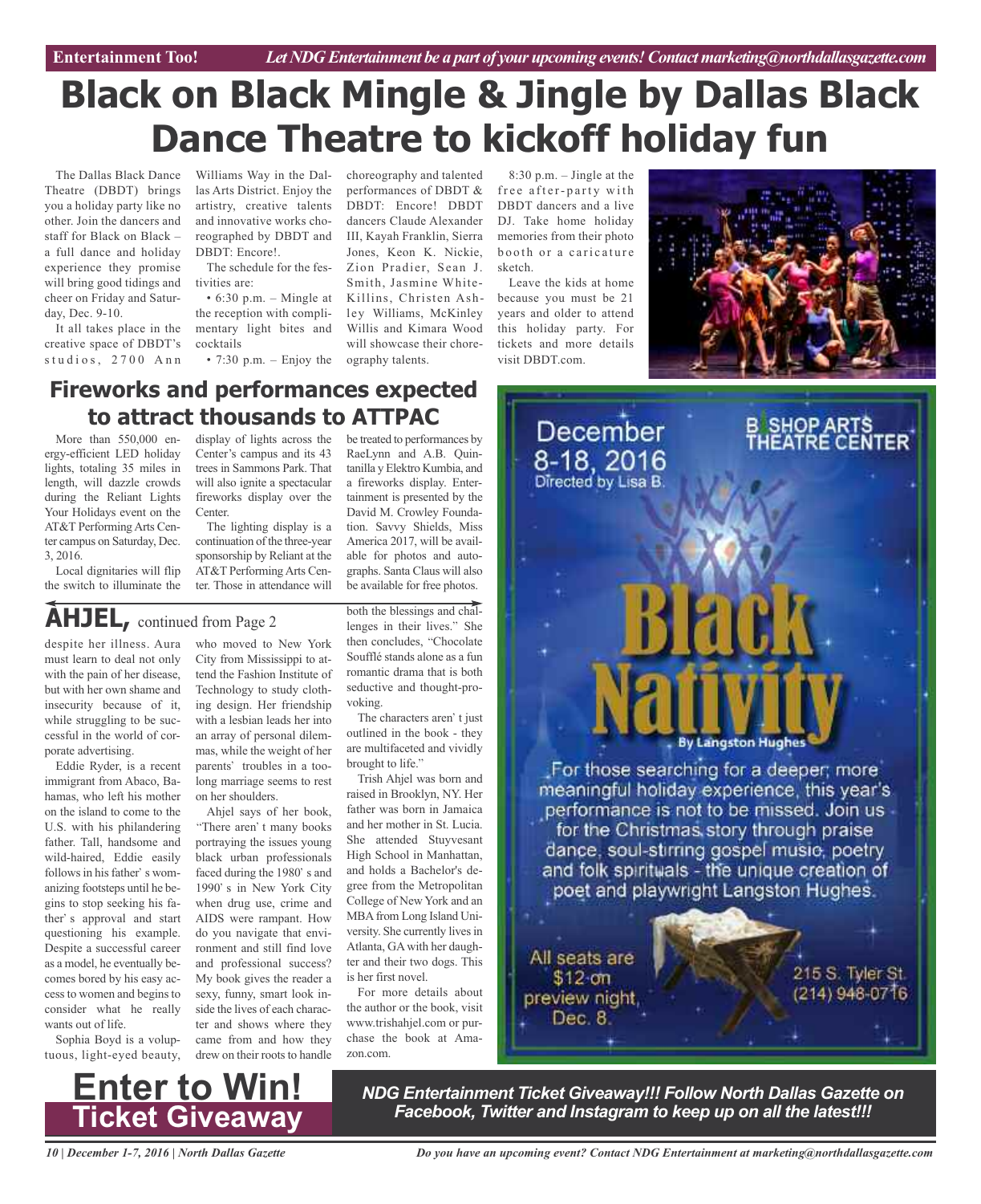# Black on Black Mingle & Jingle by Dallas Black Dance Theatre to kickoff holiday fun

The Dallas Black Dance Theatre (DBDT) brings you a holiday party like no other. Join the dancers and staff for Black on Black – a full dance and holiday experience they promise will bring good tidings and cheer on Friday and Saturday, Dec. 9-10.

It all takes place in the creative space of DBDT's studios, 2700 Ann Williams Way in the Dallas Arts District. Enjoy the artistry, creative talents and innovative works choreographed by DBDT and DBDT: Encore!.

The schedule for the festivities are:

- 6:30 p.m. – Mingle at the reception with complimentary light bites and cocktails
- 7:30 p.m. – Enjoy the choreography and talented performances of DBDT & DBDT: Encore! DBDT dancers Claude Alexander III, Kayah Franklin, Sierra Jones, Keon K. Nickie, Zion Pradier, Sean J. Smith, Jasmine White-Killins, Christen Ashley Williams, McKinley Willis and Kimara Wood will showcase their choreography talents.
- 8:30 p.m. – Jingle at the free after-party with DBDT dancers and a live DJ. Take home holiday memories from their photo booth or a caricature sketch.

Leave the kids at home because you must be 21 years and older to attend this holiday party. For tickets and more details visit DBDT.com.

## Fireworks and performances expected to attract thousands to ATTPAC

More than 550,000 energy-efficient LED holiday lights, totaling 35 miles in length, will dazzle crowds during the Reliant Lights Your Holidays event on the AT&T Performing Arts Center campus on Saturday, Dec. 3, 2016.

Local dignitaries will flip the switch to illuminate the display of lights across the Center's campus and its 43 trees in Sammons Park. That will also ignite a spectacular fireworks display over the Center.

The lighting display is a continuation of the three-year sponsorship by Reliant at the AT&T Performing Arts Center. Those in attendance will be treated to performances by RaeLynn and A.B. Quintanilla y Elektro Kumbia, and a fireworks display. Entertainment is presented by the David M. Crowley Foundation. Savvy Shields, Miss America 2017, will be available for photos and autographs. Santa Claus will also be available for free photos.

## AHJEL, continued from Page 2

despite her illness. Aura must learn to deal not only with the pain of her disease, but with her own shame and insecurity because of it, while struggling to be successful in the world of corporate advertising.

Eddie Ryder, is a recent immigrant from Abaco, Bahamas, who left his mother on the island to come to the U.S. with his philandering father. Tall, handsome and wild-haired, Eddie easily follows in his father' s womanizing footsteps until he begins to stop seeking his father' s approval and start questioning his example. Despite a successful career as a model, he eventually becomes bored by his easy access to women and begins to consider what he really wants out of life.

Sophia Boyd is a voluptuous, light-eyed beauty, who moved to New York City from Mississippi to attend the Fashion Institute of Technology to study clothing design. Her friendship with a lesbian leads her into an array of personal dilemmas, while the weight of her parents' troubles in a too-long marriage seems to rest on her shoulders.

Ahjel says of her book, "There aren' t many books portraying the issues young black urban professionals faced during the 1980' s and 1990' s in New York City when drug use, crime and AIDS were rampant. How do you navigate that environment and still find love and professional success? My book gives the reader a sexy, funny, smart look inside the lives of each character and shows where they came from and how they drew on their roots to handle both the blessings and challenges in their lives." She then concludes, "Chocolate Soufflé stands alone as a fun romantic drama that is both seductive and thought-provoking.

The characters aren' t just outlined in the book - they are multifaceted and vividly brought to life."

Trish Ahjel was born and raised in Brooklyn, NY. Her father was born in Jamaica and her mother in St. Lucia. She attended Stuyvesant High School in Manhattan, and holds a Bachelor's degree from the Metropolitan College of New York and an MBA from Long Island University. She currently lives in Atlanta, GA with her daughter and their two dogs. This is her first novel.

For more details about the author or the book, visit www.trishahjel.com or purchase the book at Amazon.com.

December 8-18, 2016
Directed by Lisa B.

BISHOP ARTS THEATRE CENTER

# Black Nativity

By Langston Hughes

For those searching for a deeper, more meaningful holiday experience, this year's performance is not to be missed. Join us for the Christmas story through praise dance, soul-stirring gospel music, poetry and folk spirituals - the unique creation of poet and playwright Langston Hughes.

All seats are $12 on preview night, Dec. 8.

215 S. Tyler St.
(214) 948-0716

# Enter to Win! Ticket Giveaway

***NDG Entertainment Ticket Giveaway!!! Follow North Dallas Gazette on Facebook, Twitter and Instagram to keep up on all the latest!!!***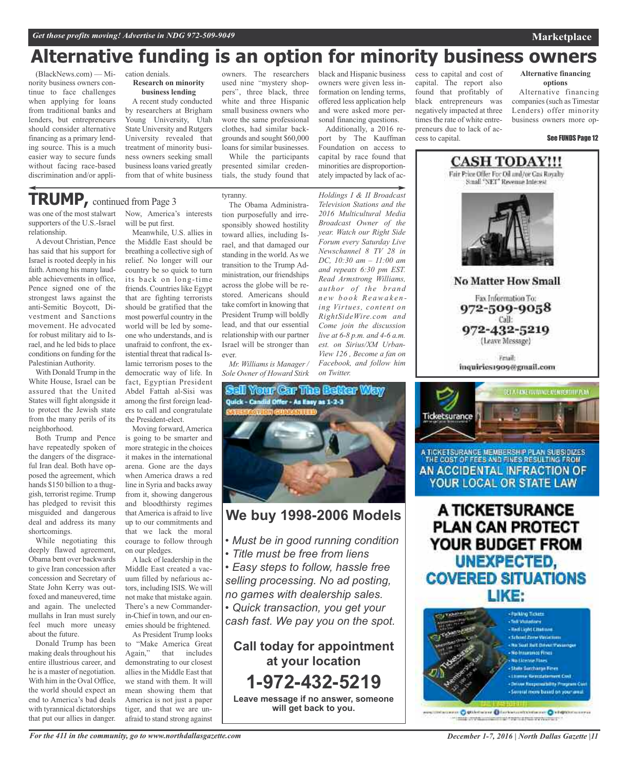# Alternative funding is an option for minority business owners

(BlackNews.com) — Minority business owners continue to face challenges when applying for loans from traditional banks and lenders, but entrepreneurs should consider alternative financing as a primary lending source. This is a much easier way to secure funds without facing race-based discrimination and/or application denials.

### Research on minority business lending

A recent study conducted by researchers at Brigham Young University, Utah State University and Rutgers University revealed that treatment of minority business owners seeking small business loans varied greatly from that of white business owners. The researchers used nine "mystery shoppers", three black, three white and three Hispanic small business owners who wore the same professional clothes, had similar backgrounds and sought $60,000 loans for similar businesses.

While the participants presented similar credentials, the study found that black and Hispanic business owners were given less information on lending terms, offered less application help and were asked more personal financing questions.

Additionally, a 2016 report by The Kauffman Foundation on access to capital by race found that minorities are disproportionately impacted by lack of access to capital and cost of capital. The report also found that profitably of black entrepreneurs was negatively impacted at three times the rate of white entrepreneurs due to lack of access to capital.

### Alternative financing options

Alternative financing companies (such as Timestar Lenders) offer minority business owners more op-

See FUNDS Page 12

## TRUMP, continued from Page 3

was one of the most stalwart supporters of the U.S.-Israel relationship.

A devout Christian, Pence has said that his support for Israel is rooted deeply in his faith. Among his many laudable achievements in office, Pence signed one of the strongest laws against the anti-Semitic Boycott, Divestment and Sanctions movement. He advocated for robust military aid to Israel, and he led bids to place conditions on funding for the Palestinian Authority.

With Donald Trump in the White House, Israel can be assured that the United States will fight alongside it to protect the Jewish state from the many perils of its neighborhood.

Both Trump and Pence have repeatedly spoken of the dangers of the disgraceful Iran deal. Both have opposed the agreement, which hands $150 billion to a thuggish, terrorist regime. Trump has pledged to revisit this misguided and dangerous deal and address its many shortcomings.

While negotiating this deeply flawed agreement, Obama bent over backwards to give Iran concession after concession and Secretary of State John Kerry was outfoxed and maneuvered, time and again. The unelected mullahs in Iran must surely feel much more uneasy about the future.

Donald Trump has been making deals throughout his entire illustrious career, and he is a master of negotiation. With him in the Oval Office, the world should expect an end to America's bad deals with tyrannical dictatorships that put our allies in danger. Now, America's interests will be put first.

Meanwhile, U.S. allies in the Middle East should be breathing a collective sigh of relief. No longer will our country be so quick to turn its back on long-time friends. Countries like Egypt that are fighting terrorists should be gratified that the most powerful country in the world will be led by someone who understands, and is unafraid to confront, the existential threat that radical Islamic terrorism poses to the democratic way of life. In fact, Egyptian President Abdel Fattah al-Sisi was among the first foreign leaders to call and congratulate the President-elect.

Moving forward, America is going to be smarter and more strategic in the choices it makes in the international arena. Gone are the days when America draws a red line in Syria and backs away from it, showing dangerous and bloodthirsty regimes that America is afraid to live up to our commitments and that we lack the moral courage to follow through on our pledges.

A lack of leadership in the Middle East created a vacuum filled by nefarious actors, including ISIS. We will not make that mistake again. There's a new Commander-in-Chief in town, and our enemies should be frightened.

As President Trump looks to "Make America Great Again," that includes demonstrating to our closest allies in the Middle East that we stand with them. It will mean showing them that America is not just a paper tiger, and that we are unafraid to stand strong against tyranny.

The Obama Administration purposefully and irresponsibly showed hostility toward allies, including Israel, and that damaged our standing in the world. As we transition to the Trump Administration, our friendships across the globe will be restored. Americans should take comfort in knowing that President Trump will boldly lead, and that our essential relationship with our partner Israel will be stronger than ever.

*Mr. Williams is Manager / Sole Owner of Howard Stirk Holdings I & II Broadcast Television Stations and the 2016 Multicultural Media Broadcast Owner of the year. Watch our Right Side Forum every Saturday Live Newschannel 8 TV 28 in DC, 10:30 am – 11:00 am and repeats 6:30 pm EST. Read Armstrong Williams, author of the brand new book Reawakening Virtues, content on RightSideWire.com and Come join the discussion live at 6-8 p.m. and 4-6 a.m. est. on Sirius/XM Urban-View 126 , Become a fan on Facebook, and follow him on Twitter.*

---

**Sell Your Car The Better Way**
Quick - Candid Offer - As Easy as 1-2-3
SATISFACTION GUARANTEED

## We buy 1998-2006 Models

- *Must be in good running condition*
- *Title must be free from liens*
- *Easy steps to follow, hassle free selling processing. No ad posting, no games with dealership sales.*
- *Quick transaction, you get your cash fast. We pay you on the spot.*

**Call today for appointment at your location**

**1-972-432-5219**

**Leave message if no answer, someone will get back to you.**

---

**CASH TODAY!!!**

Fair Price Offer For Oil and/or Gas Royalty
Small "NET" Revenue Interest

**No Matter How Small**

Fax Information To:
**972-509-9058**
Call:
**972-432-5219**
(Leave Message)

Email:
inquiries1909@gmail.com

---

Ticketsurance

A TICKETSURANCE MEMBERSHIP PLAN SUBSIDIZES THE COST OF FEES AND FINES RESULTING FROM AN ACCIDENTAL INFRACTION OF YOUR LOCAL OR STATE LAW

**A TICKETSURANCE PLAN CAN PROTECT YOUR BUDGET FROM UNEXPECTED, COVERED SITUATIONS LIKE:**

- Parking Tickets
- Toll Violations
- Red Light Citations
- School Zone Violations
- No Seat Belt Driver/Passenger
- No Insurance Fines
- No License Fines
- State Surcharge Fines
- License Reinstatement Cost
- Driver Responsibility Program Cost
- Several more based on your area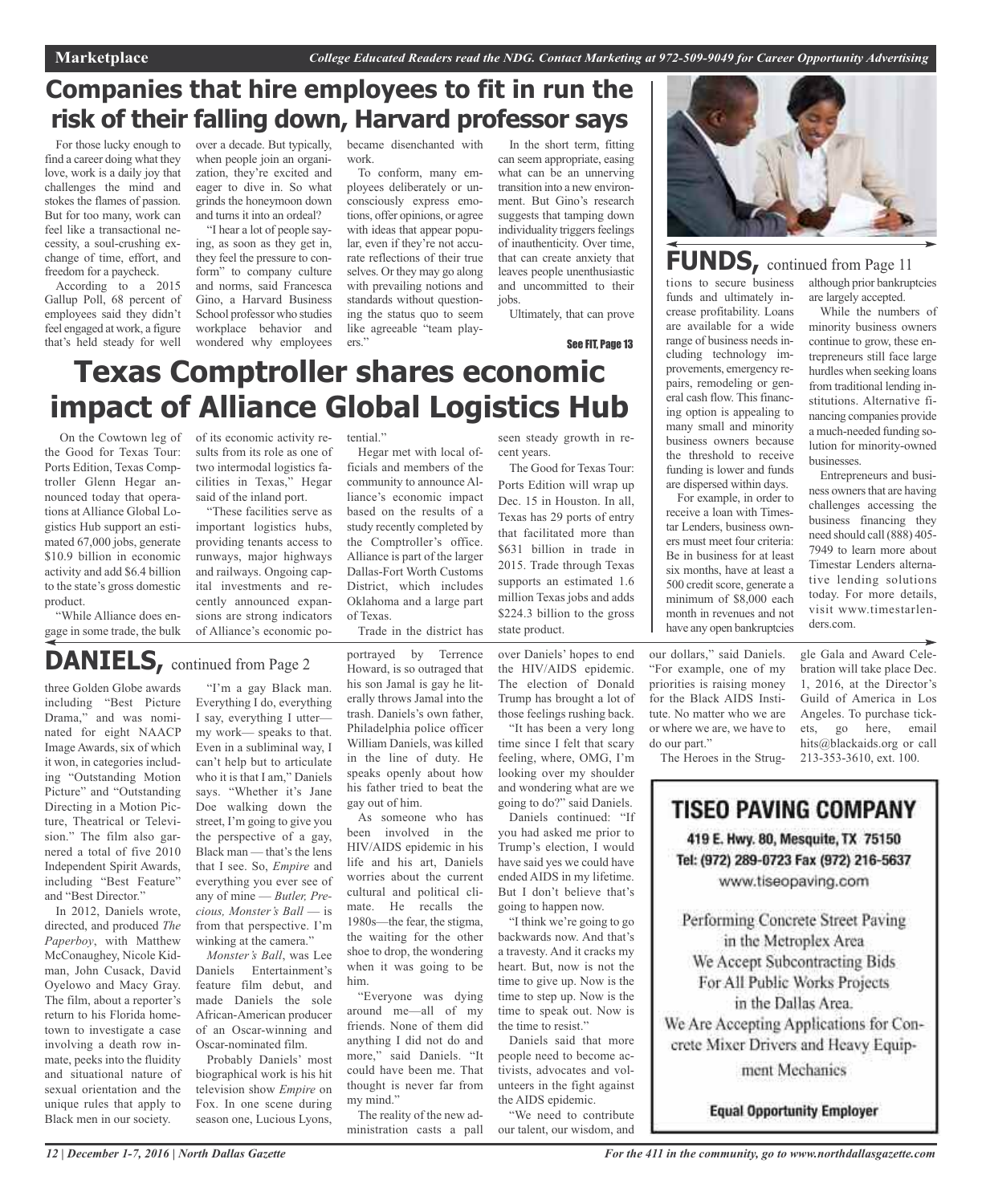# Companies that hire employees to fit in run the risk of their falling down, Harvard professor says

For those lucky enough to find a career doing what they love, work is a daily joy that challenges the mind and stokes the flames of passion. But for too many, work can feel like a transactional necessity, a soul-crushing exchange of time, effort, and freedom for a paycheck.

According to a 2015 Gallup Poll, 68 percent of employees said they didn't feel engaged at work, a figure that's held steady for well over a decade. But typically, when people join an organization, they're excited and eager to dive in. So what grinds the honeymoon down and turns it into an ordeal?

"I hear a lot of people saying, as soon as they get in, they feel the pressure to conform" to company culture and norms, said Francesca Gino, a Harvard Business School professor who studies workplace behavior and wondered why employees became disenchanted with work.

To conform, many employees deliberately or unconsciously express emotions, offer opinions, or agree with ideas that appear popular, even if they're not accurate reflections of their true selves. Or they may go along with prevailing notions and standards without questioning the status quo to seem like agreeable "team players."

In the short term, fitting can seem appropriate, easing what can be an unnerving transition into a new environment. But Gino's research suggests that tamping down individuality triggers feelings of inauthenticity. Over time, that can create anxiety that leaves people unenthusiastic and uncommitted to their jobs.

Ultimately, that can prove

See FIT, Page 13

# Texas Comptroller shares economic impact of Alliance Global Logistics Hub

On the Cowtown leg of the Good for Texas Tour: Ports Edition, Texas Comptroller Glenn Hegar announced today that operations at Alliance Global Logistics Hub support an estimated 67,000 jobs, generate $10.9 billion in economic activity and add $6.4 billion to the state's gross domestic product.

"While Alliance does engage in some trade, the bulk of its economic activity results from its role as one of two intermodal logistics facilities in Texas," Hegar said of the inland port.

"These facilities serve as important logistics hubs, providing tenants access to runways, major highways and railways. Ongoing capital investments and recently announced expansions are strong indicators of Alliance's economic potential."

Hegar met with local officials and members of the community to announce Alliance's economic impact based on the results of a study recently completed by the Comptroller's office. Alliance is part of the larger Dallas-Fort Worth Customs District, which includes Oklahoma and a large part of Texas.

Trade in the district has seen steady growth in recent years.

The Good for Texas Tour: Ports Edition will wrap up Dec. 15 in Houston. In all, Texas has 29 ports of entry that facilitated more than $631 billion in trade in 2015. Trade through Texas supports an estimated 1.6 million Texas jobs and adds $224.3 billion to the gross state product.

## FUNDS, continued from Page 11

tions to secure business funds and ultimately increase profitability. Loans are available for a wide range of business needs including technology improvements, emergency repairs, remodeling or general cash flow. This financing option is appealing to many small and minority business owners because the threshold to receive funding is lower and funds are dispersed within days.

For example, in order to receive a loan with Timestar Lenders, business owners must meet four criteria: Be in business for at least six months, have at least a 500 credit score, generate a minimum of $8,000 each month in revenues and not have any open bankruptcies although prior bankruptcies are largely accepted.

While the numbers of minority business owners continue to grow, these entrepreneurs still face large hurdles when seeking loans from traditional lending institutions. Alternative financing companies provide a much-needed funding solution for minority-owned businesses.

Entrepreneurs and business owners that are having challenges accessing the business financing they need should call (888) 405-7949 to learn more about Timestar Lenders alternative lending solutions today. For more details, visit www.timestarlenders.com.

## DANIELS, continued from Page 2

three Golden Globe awards including "Best Picture Drama," and was nominated for eight NAACP Image Awards, six of which it won, in categories including "Outstanding Motion Picture" and "Outstanding Directing in a Motion Picture, Theatrical or Television." The film also garnered a total of five 2010 Independent Spirit Awards, including "Best Feature" and "Best Director."

In 2012, Daniels wrote, directed, and produced *The Paperboy*, with Matthew McConaughey, Nicole Kidman, John Cusack, David Oyelowo and Macy Gray. The film, about a reporter's return to his Florida hometown to investigate a case involving a death row inmate, peeks into the fluidity and situational nature of sexual orientation and the unique rules that apply to Black men in our society.

"I'm a gay Black man. Everything I do, everything I say, everything I utter— my work— speaks to that. Even in a subliminal way, I can't help but to articulate who it is that I am," Daniels says. "Whether it's Jane Doe walking down the street, I'm going to give you the perspective of a gay, Black man — that's the lens that I see. So, *Empire* and everything you ever see of any of mine — *Butler, Precious, Monster's Ball* — is from that perspective. I'm winking at the camera."

*Monster's Ball*, was Lee Daniels Entertainment's feature film debut, and made Daniels the sole African-American producer of an Oscar-winning and Oscar-nominated film.

Probably Daniels' most biographical work is his hit television show *Empire* on Fox. In one scene during season one, Lucious Lyons, portrayed by Terrence Howard, is so outraged that his son Jamal is gay he literally throws Jamal into the trash. Daniels's own father, Philadelphia police officer William Daniels, was killed in the line of duty. He speaks openly about how his father tried to beat the gay out of him.

As someone who has been involved in the HIV/AIDS epidemic in his life and his art, Daniels worries about the current cultural and political climate. He recalls the 1980s—the fear, the stigma, the waiting for the other shoe to drop, the wondering when it was going to be him.

"Everyone was dying around me—all of my friends. None of them did anything I did not do and more," said Daniels. "It could have been me. That thought is never far from my mind."

The reality of the new administration casts a pall over Daniels' hopes to end the HIV/AIDS epidemic. The election of Donald Trump has brought a lot of those feelings rushing back.

"It has been a very long time since I felt that scary feeling, where, OMG, I'm looking over my shoulder and wondering what are we going to do?" said Daniels.

Daniels continued: "If you had asked me prior to Trump's election, I would have said yes we could have ended AIDS in my lifetime. But I don't believe that's going to happen now.

"I think we're going to go backwards now. And that's a travesty. And it cracks my heart. But, now is not the time to give up. Now is the time to step up. Now is the time to speak out. Now is the time to resist."

Daniels said that more people need to become activists, advocates and volunteers in the fight against the AIDS epidemic.

"We need to contribute our talent, our wisdom, and our dollars," said Daniels. "For example, one of my priorities is raising money for the Black AIDS Institute. No matter who we are or where we are, we have to do our part."

The Heroes in the Struggle Gala and Award Celebration will take place Dec. 1, 2016, at the Director's Guild of America in Los Angeles. To purchase tickets, go here, email hits@blackaids.org or call 213-353-3610, ext. 100.

**TISEO PAVING COMPANY**

419 E. Hwy. 80, Mesquite, TX 75150
Tel: (972) 289-0723 Fax (972) 216-5637
www.tiseopaving.com

Performing Concrete Street Paving in the Metroplex Area
We Accept Subcontracting Bids For All Public Works Projects in the Dallas Area.
We Are Accepting Applications for Concrete Mixer Drivers and Heavy Equipment Mechanics

**Equal Opportunity Employer**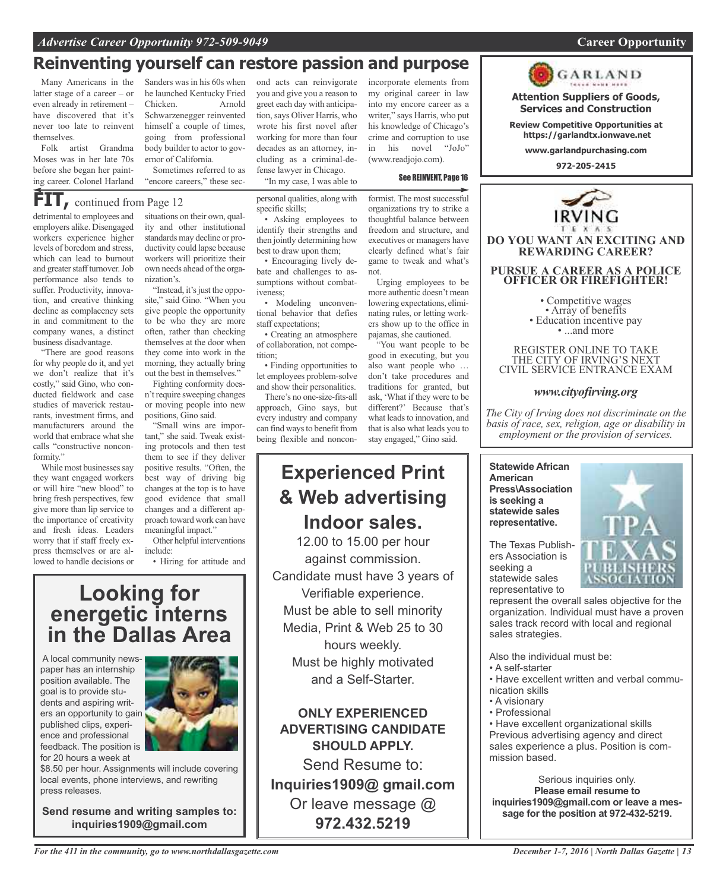# Reinventing yourself can restore passion and purpose

Many Americans in the latter stage of a career – or even already in retirement – have discovered that it's never too late to reinvent themselves.

Folk artist Grandma Moses was in her late 70s before she began her painting career. Colonel Harland Sanders was in his 60s when he launched Kentucky Fried Chicken. Arnold Schwarzenegger reinvented himself a couple of times, going from professional body builder to actor to governor of California.

Sometimes referred to as "encore careers," these second acts can reinvigorate you and give you a reason to greet each day with anticipation, says Oliver Harris, who wrote his first novel after working for more than four decades as an attorney, including as a criminal-defense lawyer in Chicago.

"In my case, I was able to incorporate elements from my original career in law into my encore career as a writer," says Harris, who put his knowledge of Chicago's crime and corruption to use in his novel "JoJo" (www.readjojo.com).

See REINVENT, Page 16

## FIT, continued from Page 12

detrimental to employees and employers alike. Disengaged workers experience higher levels of boredom and stress, which can lead to burnout and greater staff turnover. Job performance also tends to suffer. Productivity, innovation, and creative thinking decline as complacency sets in and commitment to the company wanes, a distinct business disadvantage.

"There are good reasons for why people do it, and yet we don't realize that it's costly," said Gino, who conducted fieldwork and case studies of maverick restaurants, investment firms, and manufacturers around the world that embrace what she calls "constructive nonconformity."

While most businesses say they want engaged workers or will hire "new blood" to bring fresh perspectives, few give more than lip service to the importance of creativity and fresh ideas. Leaders worry that if staff freely express themselves or are allowed to handle decisions or situations on their own, quality and other institutional standards may decline or productivity could lapse because workers will prioritize their own needs ahead of the organization's.

"Instead, it's just the opposite," said Gino. "When you give people the opportunity to be who they are more often, rather than checking themselves at the door when they come into work in the morning, they actually bring out the best in themselves."

Fighting conformity doesn't require sweeping changes or moving people into new positions, Gino said.

"Small wins are important," she said. Tweak existing protocols and then test them to see if they deliver positive results. "Often, the best way of driving big changes at the top is to have good evidence that small changes and a different approach toward work can have meaningful impact."

Other helpful interventions include:

- Hiring for attitude and personal qualities, along with specific skills;
- Asking employees to identify their strengths and then jointly determining how best to draw upon them;
- Encouraging lively debate and challenges to assumptions without combativeness;
- Modeling unconventional behavior that defies staff expectations;
- Creating an atmosphere of collaboration, not competition;
- Finding opportunities to let employees problem-solve and show their personalities.

There's no one-size-fits-all approach, Gino says, but every industry and company can find ways to benefit from being flexible and nonconformist. The most successful organizations try to strike a thoughtful balance between freedom and structure, and executives or managers have clearly defined what's fair game to tweak and what's not.

Urging employees to be more authentic doesn't mean lowering expectations, eliminating rules, or letting workers show up to the office in pajamas, she cautioned.

"You want people to be good in executing, but you also want people who … don't take procedures and traditions for granted, but ask, 'What if they were to be different?' Because that's what leads to innovation, and that is also what leads you to stay engaged," Gino said.

---

## Looking for energetic interns in the Dallas Area

A local community newspaper has an internship position available. The goal is to provide students and aspiring writers an opportunity to gain published clips, experience and professional feedback. The position is for 20 hours a week at $8.50 per hour. Assignments will include covering local events, phone interviews, and rewriting press releases.

**Send resume and writing samples to: inquiries1909@gmail.com**

---

## Experienced Print & Web advertising Indoor sales.

12.00 to 15.00 per hour against commission. Candidate must have 3 years of Verifiable experience. Must be able to sell minority Media, Print & Web 25 to 30 hours weekly. Must be highly motivated and a Self-Starter.

**ONLY EXPERIENCED ADVERTISING CANDIDATE SHOULD APPLY.**

Send Resume to:
**Inquiries1909@ gmail.com**
Or leave message @
**972.432.5219**

---

**GARLAND**

**Attention Suppliers of Goods, Services and Construction**

**Review Competitive Opportunities at https://garlandtx.ionwave.net**

**www.garlandpurchasing.com**

**972-205-2415**

---

**IRVING TEXAS**

**DO YOU WANT AN EXCITING AND REWARDING CAREER?**

**PURSUE A CAREER AS A POLICE OFFICER OR FIREFIGHTER!**

- Competitive wages
- Array of benefits
- Education incentive pay
- ...and more

REGISTER ONLINE TO TAKE THE CITY OF IRVING'S NEXT CIVIL SERVICE ENTRANCE EXAM

*www.cityofirving.org*

*The City of Irving does not discriminate on the basis of race, sex, religion, age or disability in employment or the provision of services.*

---

**Statewide African American Press\Association is seeking a statewide sales representative.**

The Texas Publishers Association is seeking a statewide sales representative to represent the overall sales objective for the organization. Individual must have a proven sales track record with local and regional sales strategies.

Also the individual must be:

- A self-starter
- Have excellent written and verbal communication skills
- A visionary
- Professional
- Have excellent organizational skills

Previous advertising agency and direct sales experience a plus. Position is commission based.

Serious inquiries only.
**Please email resume to inquiries1909@gmail.com or leave a message for the position at 972-432-5219.**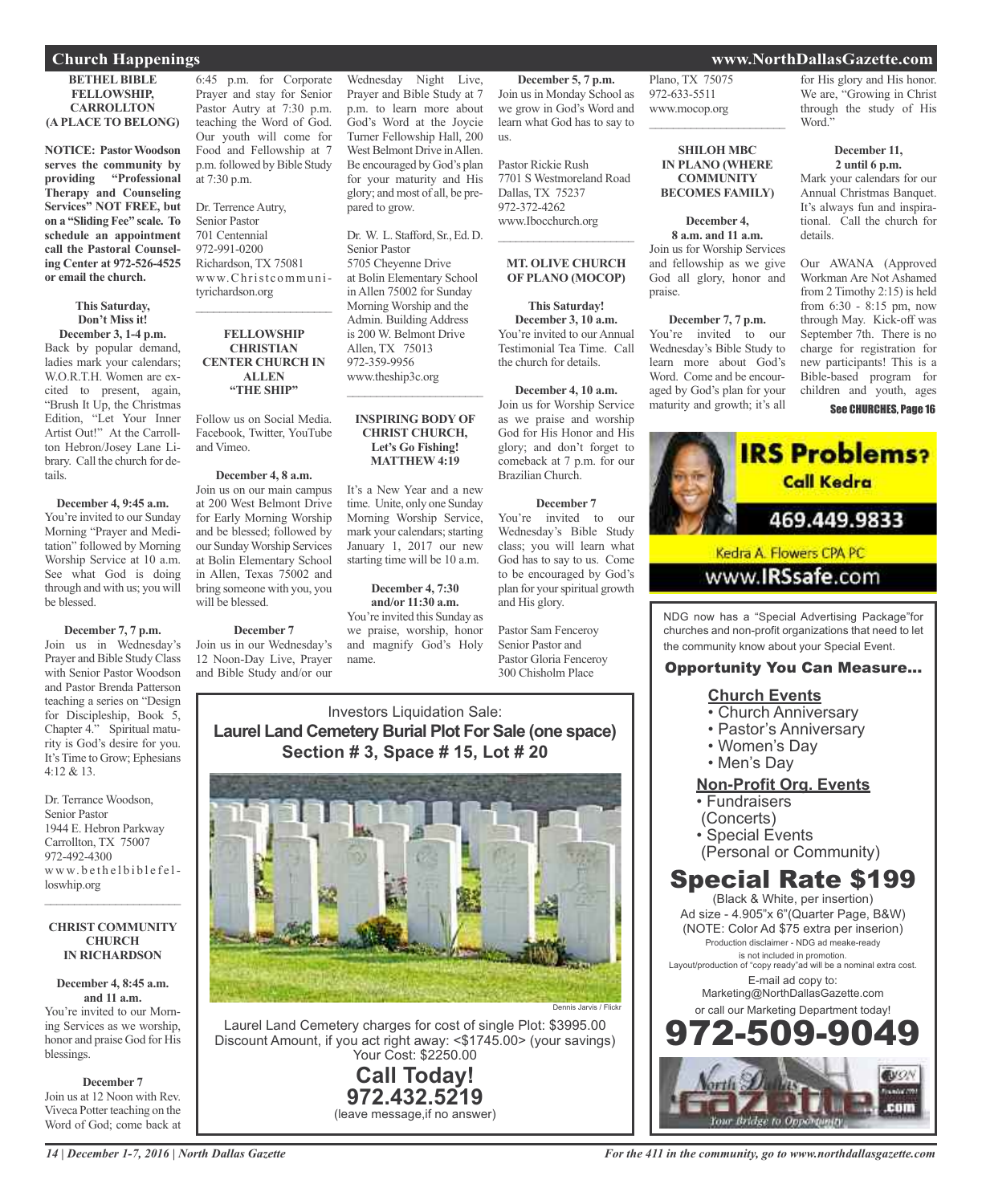## Church Happenings

### BETHEL BIBLE FELLOWSHIP, CARROLLTON (A PLACE TO BELONG)

**NOTICE: Pastor Woodson serves the community by providing "Professional Therapy and Counseling Services" NOT FREE, but on a "Sliding Fee" scale. To schedule an appointment call the Pastoral Counseling Center at 972-526-4525 or email the church.**

**This Saturday, Don't Miss it!**
**December 3, 1-4 p.m.**
Back by popular demand, ladies mark your calendars; W.O.R.T.H. Women are excited to present, again, "Brush It Up, the Christmas Edition, "Let Your Inner Artist Out!" At the Carrollton Hebron/Josey Lane Library. Call the church for details.

**December 4, 9:45 a.m.**
You're invited to our Sunday Morning "Prayer and Meditation" followed by Morning Worship Service at 10 a.m. See what God is doing through and with us; you will be blessed.

**December 7, 7 p.m.**
Join us in Wednesday's Prayer and Bible Study Class with Senior Pastor Woodson and Pastor Brenda Patterson teaching a series on "Design for Discipleship, Book 5, Chapter 4." Spiritual maturity is God's desire for you. It's Time to Grow; Ephesians 4:12 & 13.

Dr. Terrance Woodson,
Senior Pastor
1944 E. Hebron Parkway
Carrollton, TX 75007
972-492-4300
www.bethelbiblefelloswhip.org

---

### CHRIST COMMUNITY CHURCH IN RICHARDSON

**December 4, 8:45 a.m. and 11 a.m.**
You're invited to our Morning Services as we worship, honor and praise God for His blessings.

**December 7**
Join us at 12 Noon with Rev. Viveca Potter teaching on the Word of God; come back at 6:45 p.m. for Corporate Prayer and stay for Senior Pastor Autry at 7:30 p.m. teaching the Word of God. Our youth will come for Food and Fellowship at 7 p.m. followed by Bible Study at 7:30 p.m.

Dr. Terrence Autry,
Senior Pastor
701 Centennial
972-991-0200
Richardson, TX 75081
www.Christcommunityrichardson.org

---

### FELLOWSHIP CHRISTIAN CENTER CHURCH IN ALLEN "THE SHIP"

Follow us on Social Media. Facebook, Twitter, YouTube and Vimeo.

**December 4, 8 a.m.**
Join us on our main campus at 200 West Belmont Drive for Early Morning Worship and be blessed; followed by our Sunday Worship Services at Bolin Elementary School in Allen, Texas 75002 and bring someone with you, you will be blessed.

**December 7**
Join us in our Wednesday's 12 Noon-Day Live, Prayer and Bible Study and/or our Wednesday Night Live, Prayer and Bible Study at 7 p.m. to learn more about God's Word at the Joycie Turner Fellowship Hall, 200 West Belmont Drive in Allen. Be encouraged by God's plan for your maturity and His glory; and most of all, be prepared to grow.

Dr. W. L. Stafford, Sr., Ed. D.
Senior Pastor
5705 Cheyenne Drive
at Bolin Elementary School in Allen 75002 for Sunday Morning Worship and the Admin. Building Address is 200 W. Belmont Drive
Allen, TX 75013
972-359-9956
www.theship3c.org

---

### INSPIRING BODY OF CHRIST CHURCH, Let's Go Fishing! MATTHEW 4:19

It's a New Year and a new time. Unite, only one Sunday Morning Worship Service, mark your calendars; starting January 1, 2017 our new starting time will be 10 a.m.

**December 4, 7:30 and/or 11:30 a.m.**
You're invited this Sunday as we praise, worship, honor and magnify God's Holy name.

**December 5, 7 p.m.**
Join us in Monday School as we grow in God's Word and learn what God has to say to us.

Pastor Rickie Rush
7701 S Westmoreland Road
Dallas, TX 75237
972-372-4262
www.Ibocchurch.org

---

### MT. OLIVE CHURCH OF PLANO (MOCOP)

**This Saturday!**
**December 3, 10 a.m.**
You're invited to our Annual Testimonial Tea Time. Call the church for details.

**December 4, 10 a.m.**
Join us for Worship Service as we praise and worship God for His Honor and His glory; and don't forget to comeback at 7 p.m. for our Brazilian Church.

**December 7**
You're invited to our Wednesday's Bible Study class; you will learn what God has to say to us. Come to be encouraged by God's plan for your spiritual growth and His glory.

Pastor Sam Fenceroy
Senior Pastor and
Pastor Gloria Fenceroy
300 Chisholm Place
Plano, TX 75075
972-633-5511
www.mocop.org

---

### SHILOH MBC IN PLANO (WHERE COMMUNITY BECOMES FAMILY)

**December 4, 8 a.m. and 11 a.m.**
Join us for Worship Services and fellowship as we give God all glory, honor and praise.

**December 7, 7 p.m.**
You're invited to our Wednesday's Bible Study to learn more about God's Word. Come and be encouraged by God's plan for your maturity and growth; it's all for His glory and His honor. We are, "Growing in Christ through the study of His Word."

**December 11, 2 until 6 p.m.**
Mark your calendars for our Annual Christmas Banquet. It's always fun and inspirational. Call the church for details.

Our AWANA (Approved Workman Are Not Ashamed from 2 Timothy 2:15) is held from 6:30 - 8:15 pm, now through May. Kick-off was September 7th. There is no charge for registration for new participants! This is a Bible-based program for children and youth, ages

See CHURCHES, Page 16

---

**IRS Problems?**
Call Kedra
469.449.9833
Kedra A. Flowers CPA PC
www.IRSsafe.com

---

Investors Liquidation Sale:
**Laurel Land Cemetery Burial Plot For Sale (one space)**
**Section # 3, Space # 15, Lot # 20**

Dennis Jarvis / Flickr

Laurel Land Cemetery charges for cost of single Plot: $3995.00
Discount Amount, if you act right away: <$1745.00> (your savings)
Your Cost: $2250.00

**Call Today!**
**972.432.5219**
(leave message,if no answer)

---

NDG now has a "Special Advertising Package"for churches and non-profit organizations that need to let the community know about your Special Event.

**Opportunity You Can Measure...**

**Church Events**
- Church Anniversary
- Pastor's Anniversary
- Women's Day
- Men's Day

**Non-Profit Org. Events**
- Fundraisers (Concerts)
- Special Events (Personal or Community)

**Special Rate $199**
(Black & White, per insertion)
Ad size - 4.905"x 6"(Quarter Page, B&W)
(NOTE: Color Ad $75 extra per inserion)
Production disclaimer - NDG ad meake-ready is not included in promotion.
Layout/production of "copy ready"ad will be a nominal extra cost.
E-mail ad copy to:
Marketing@NorthDallasGazette.com
or call our Marketing Department today!
**972-509-9049**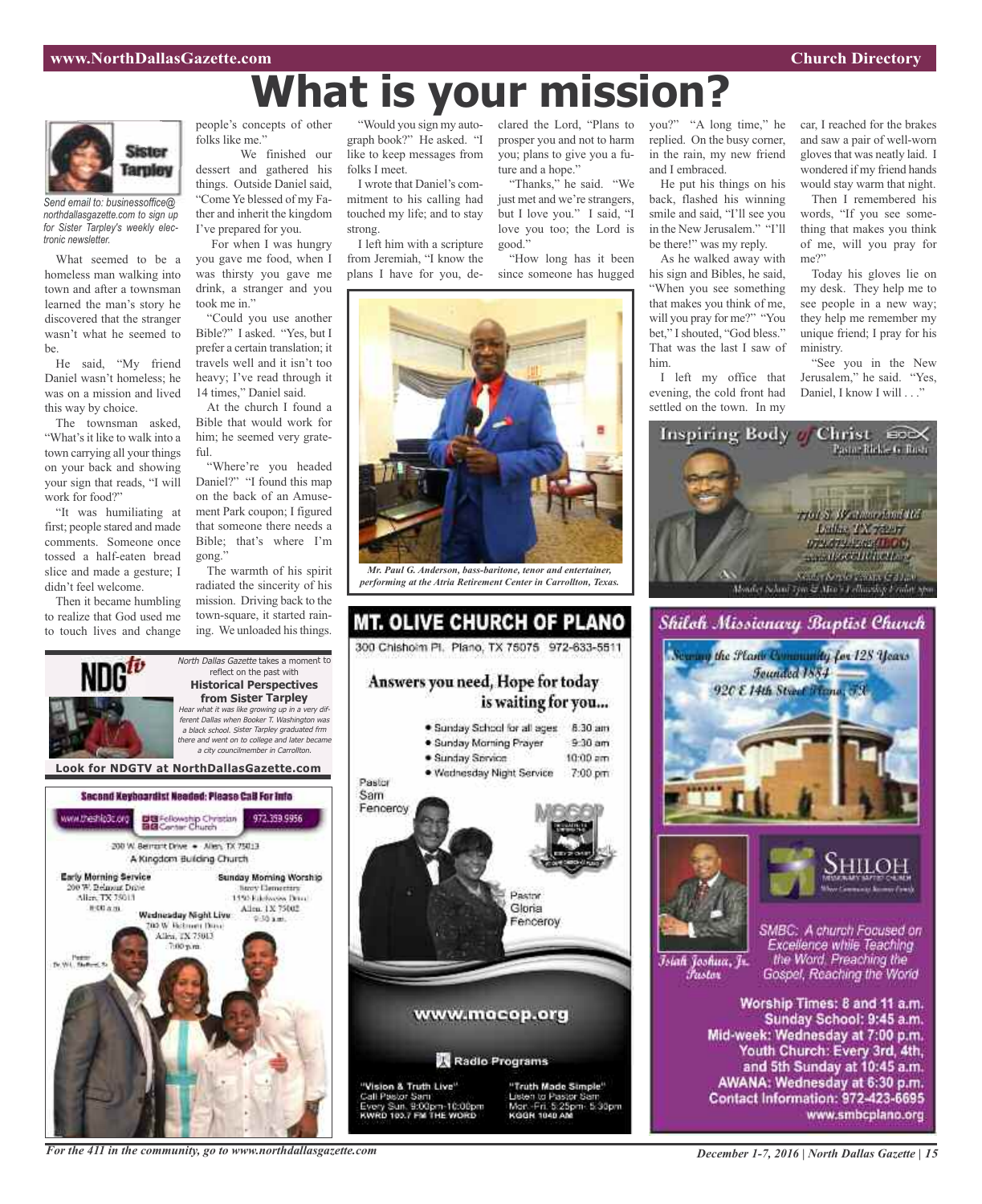# What is your mission?

Sister Tarpley

*Send email to: businessoffice@northdallasgazette.com to sign up for Sister Tarpley's weekly electronic newsletter.*

What seemed to be a homeless man walking into town and after a townsman learned the man's story he discovered that the stranger wasn't what he seemed to be.

He said, "My friend Daniel wasn't homeless; he was on a mission and lived this way by choice.

The townsman asked, "What's it like to walk into a town carrying all your things on your back and showing your sign that reads, "I will work for food?"

"It was humiliating at first; people stared and made comments. Someone once tossed a half-eaten bread slice and made a gesture; I didn't feel welcome.

Then it became humbling to realize that God used me to touch lives and change people's concepts of other folks like me."

We finished our dessert and gathered his things. Outside Daniel said, "Come Ye blessed of my Father and inherit the kingdom I've prepared for you.

For when I was hungry you gave me food, when I was thirsty you gave me drink, a stranger and you took me in."

"Could you use another Bible?" I asked. "Yes, but I prefer a certain translation; it travels well and it isn't too heavy; I've read through it 14 times," Daniel said.

At the church I found a Bible that would work for him; he seemed very grateful.

"Where're you headed Daniel?" "I found this map on the back of an Amusement Park coupon; I figured that someone there needs a Bible; that's where I'm gong."

The warmth of his spirit radiated the sincerity of his mission. Driving back to the town-square, it started raining. We unloaded his things.

"Would you sign my autograph book?" He asked. "I like to keep messages from folks I meet.

I wrote that Daniel's commitment to his calling had touched my life; and to stay strong.

I left him with a scripture from Jeremiah, "I know the plans I have for you, declared the Lord, "Plans to prosper you and not to harm you; plans to give you a future and a hope."

"Thanks," he said. "We just met and we're strangers, but I love you." I said, "I love you too; the Lord is good."

"How long has it been since someone has hugged you?" "A long time," he replied. On the busy corner, in the rain, my new friend and I embraced.

He put his things on his back, flashed his winning smile and said, "I'll see you in the New Jerusalem." "I'll be there!" was my reply.

As he walked away with his sign and Bibles, he said, "When you see something that makes you think of me, will you pray for me?" "You bet," I shouted, "God bless." That was the last I saw of him.

I left my office that evening, the cold front had settled on the town. In my car, I reached for the brakes and saw a pair of well-worn gloves that was neatly laid. I wondered if my friend hands would stay warm that night.

Then I remembered his words, "If you see something that makes you think of me, will you pray for me?"

Today his gloves lie on my desk. They help me to see people in a new way; they help me remember my unique friend; I pray for his ministry.

"See you in the New Jerusalem," he said. "Yes, Daniel, I know I will . . ."

*Mr. Paul G. Anderson, bass-baritone, tenor and entertainer, performing at the Atria Retirement Center in Carrollton, Texas.*

NDGtv

*North Dallas Gazette* takes a moment to reflect on the past with **Historical Perspectives from Sister Tarpley**

*Hear what it was like growing up in a very different Dallas when Booker T. Washington was a black school. Sister Tarpley graduated frm there and went on to college and later became a city councilmember in Carrollton.*

**Look for NDGTV at NorthDallasGazette.com**

**Second Keyboardist Needed: Please Call For Info**

www.theship3c.org | Fellowship Christian Center Church | 972.359.9956

200 W. Belmont Drive • Allen, TX 75013

A Kingdom Building Church

**Early Morning Service**
200 W. Belmont Drive
Allen, TX 75013
8:00 a.m.

**Sunday Morning Worship**
Story Elementary
1550 Edelweiss Drive
Allen, TX 75002
9:30 a.m.

**Wednesday Night Live**
200 W. Belmont Drive
Allen, TX 75013
7:00 p.m.

Pastor Dr. W.L. Stafford, Sr.

## MT. OLIVE CHURCH OF PLANO

300 Chisholm Pl. Plano, TX 75075 972-633-5511

**Answers you need, Hope for today is waiting for you...**

- Sunday School for all ages 8:30 am
- Sunday Morning Prayer 9:30 am
- Sunday Service 10:00 am
- Wednesday Night Service 7:00 pm

Pastor Sam Fenceroy

Pastor Gloria Fenceroy

www.mocop.org

Radio Programs

"Vision & Truth Live"
Call Pastor Sam
Every Sun. 9:00pm-10:00pm
KWRD 100.7 FM THE WORD

"Truth Made Simple"
Listen to Pastor Sam
Mon.-Fri. 5:25pm- 5:30pm
KGGR 1040 AM

## Inspiring Body of Christ

Pastor Rickie G. Rush

7701 S. Westmoreland Rd.
Dallas, TX 75237
972-372-4262 (IBOC)
www.IBOCCHURCH.org

Sunday Service: 7:30 & 11:00 am
Monday School 7pm & Men's Fellowship Friday 8pm

## Shiloh Missionary Baptist Church

Serving the Plano Community for 128 Years
Founded 1884
920 E 14th Street Plano, TX

SHILOH Missionary Baptist Church

Isiah Joshua, Jr. Pastor

SMBC: A church Focused on Excellence while Teaching the Word. Preaching the Gospel, Reaching the World

Worship Times: 8 and 11 a.m.
Sunday School: 9:45 a.m.
Mid-week: Wednesday at 7:00 p.m.
Youth Church: Every 3rd, 4th, and 5th Sunday at 10:45 a.m.
AWANA: Wednesday at 6:30 p.m.
Contact Information: 972-423-6695
www.smbcplano.org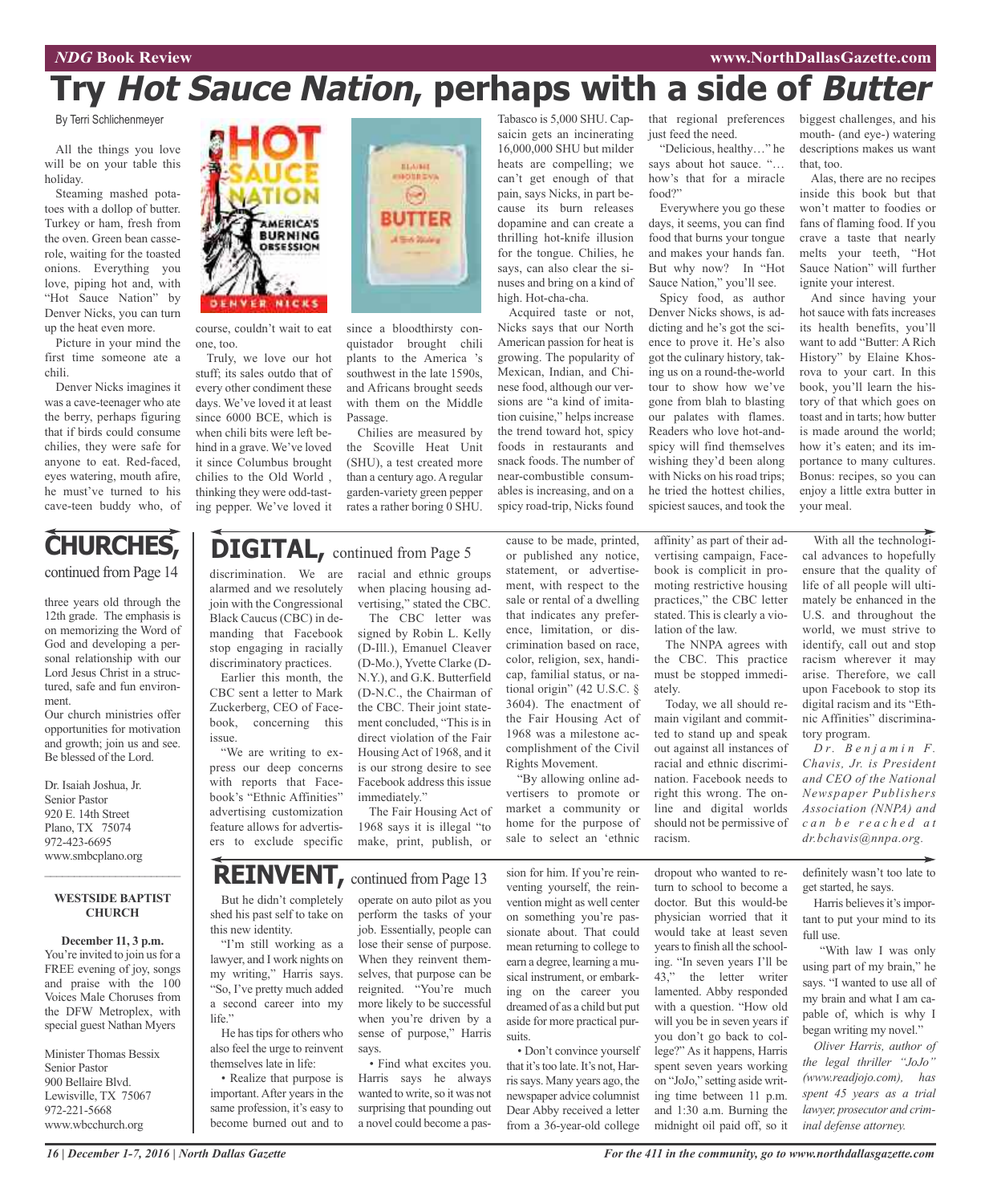*NDG* **Book Review**

# Try *Hot Sauce Nation*, perhaps with a side of *Butter*

By Terri Schlichenmeyer

All the things you love will be on your table this holiday.

Steaming mashed potatoes with a dollop of butter. Turkey or ham, fresh from the oven. Green bean casserole, waiting for the toasted onions. Everything you love, piping hot and, with "Hot Sauce Nation" by Denver Nicks, you can turn up the heat even more.

Picture in your mind the first time someone ate a chili.

Denver Nicks imagines it was a cave-teenager who ate the berry, perhaps figuring that if birds could consume chilies, they were safe for anyone to eat. Red-faced, eyes watering, mouth afire, he must've turned to his cave-teen buddy who, of course, couldn't wait to eat one, too.

Truly, we love our hot stuff; its sales outdo that of every other condiment these days. We've loved it at least since 6000 BCE, which is when chili bits were left behind in a grave. We've loved it since Columbus brought chilies to the Old World , thinking they were odd-tasting pepper. We've loved it since a bloodthirsty conquistador brought chili plants to the America 's southwest in the late 1590s, and Africans brought seeds with them on the Middle Passage.

Chilies are measured by the Scoville Heat Unit (SHU), a test created more than a century ago. A regular garden-variety green pepper rates a rather boring 0 SHU. Tabasco is 5,000 SHU. Capsaicin gets an incinerating 16,000,000 SHU but milder heats are compelling; we can't get enough of that pain, says Nicks, in part because its burn releases dopamine and can create a thrilling hot-knife illusion for the tongue. Chilies, he says, can also clear the sinuses and bring on a kind of high. Hot-cha-cha.

Acquired taste or not, Nicks says that our North American passion for heat is growing. The popularity of Mexican, Indian, and Chinese food, although our versions are "a kind of imitation cuisine," helps increase the trend toward hot, spicy foods in restaurants and snack foods. The number of near-combustible consumables is increasing, and on a spicy road-trip, Nicks found that regional preferences just feed the need.

"Delicious, healthy…" he says about hot sauce. "… how's that for a miracle food?"

Everywhere you go these days, it seems, you can find food that burns your tongue and makes your hands fan. But why now? In "Hot Sauce Nation," you'll see.

Spicy food, as author Denver Nicks shows, is addicting and he's got the science to prove it. He's also got the culinary history, taking us on a round-the-world tour to show how we've gone from blah to blasting our palates with flames. Readers who love hot-and-spicy will find themselves wishing they'd been along with Nicks on his road trips; he tried the hottest chilies, spiciest sauces, and took the biggest challenges, and his mouth- (and eye-) watering descriptions makes us want that, too.

Alas, there are no recipes inside this book but that won't matter to foodies or fans of flaming food. If you crave a taste that nearly melts your teeth, "Hot Sauce Nation" will further ignite your interest.

And since having your hot sauce with fats increases its health benefits, you'll want to add "Butter: A Rich History" by Elaine Khosrova to your cart. In this book, you'll learn the history of that which goes on toast and in tarts; how butter is made around the world; how it's eaten; and its importance to many cultures. Bonus: recipes, so you can enjoy a little extra butter in your meal.

## CHURCHES, continued from Page 14

three years old through the 12th grade. The emphasis is on memorizing the Word of God and developing a personal relationship with our Lord Jesus Christ in a structured, safe and fun environment.

Our church ministries offer opportunities for motivation and growth; join us and see. Be blessed of the Lord.

Dr. Isaiah Joshua, Jr.
Senior Pastor
920 E. 14th Street
Plano, TX 75074
972-423-6695
www.smbcplano.org

**WESTSIDE BAPTIST CHURCH**

**December 11, 3 p.m.**
You're invited to join us for a FREE evening of joy, songs and praise with the 100 Voices Male Choruses from the DFW Metroplex, with special guest Nathan Myers

Minister Thomas Bessix
Senior Pastor
900 Bellaire Blvd.
Lewisville, TX 75067
972-221-5668
www.wbcchurch.org

## DIGITAL, continued from Page 5

discrimination. We are alarmed and we resolutely join with the Congressional Black Caucus (CBC) in demanding that Facebook stop engaging in racially discriminatory practices.

Earlier this month, the CBC sent a letter to Mark Zuckerberg, CEO of Facebook, concerning this issue.

"We are writing to express our deep concerns with reports that Facebook's "Ethnic Affinities" advertising customization feature allows for advertisers to exclude specific racial and ethnic groups when placing housing advertising," stated the CBC.

The CBC letter was signed by Robin L. Kelly (D-Ill.), Emanuel Cleaver (D-Mo.), Yvette Clarke (D-N.Y.), and G.K. Butterfield (D-N.C., the Chairman of the CBC. Their joint statement concluded, "This is in direct violation of the Fair Housing Act of 1968, and it is our strong desire to see Facebook address this issue immediately."

The Fair Housing Act of 1968 says it is illegal "to make, print, publish, or cause to be made, printed, or published any notice, statement, or advertisement, with respect to the sale or rental of a dwelling that indicates any preference, limitation, or discrimination based on race, color, religion, sex, handicap, familial status, or national origin" (42 U.S.C. § 3604). The enactment of the Fair Housing Act of 1968 was a milestone accomplishment of the Civil Rights Movement.

"By allowing online advertisers to promote or market a community or home for the purpose of sale to select an 'ethnic affinity' as part of their advertising campaign, Facebook is complicit in promoting restrictive housing practices," the CBC letter stated. This is clearly a violation of the law.

The NNPA agrees with the CBC. This practice must be stopped immediately.

Today, we all should remain vigilant and committed to stand up and speak out against all instances of racial and ethnic discrimination. Facebook needs to right this wrong. The online and digital worlds should not be permissive of racism.

With all the technological advances to hopefully ensure that the quality of life of all people will ultimately be enhanced in the U.S. and throughout the world, we must strive to identify, call out and stop racism wherever it may arise. Therefore, we call upon Facebook to stop its digital racism and its "Ethnic Affinities" discriminatory program.

*Dr. Benjamin F. Chavis, Jr. is President and CEO of the National Newspaper Publishers Association (NNPA) and can be reached at dr.bchavis@nnpa.org.*

## REINVENT, continued from Page 13

But he didn't completely shed his past self to take on this new identity.

"I'm still working as a lawyer, and I work nights on my writing," Harris says. "So, I've pretty much added a second career into my life."

He has tips for others who also feel the urge to reinvent themselves late in life:

- Realize that purpose is important. After years in the same profession, it's easy to become burned out and to operate on auto pilot as you perform the tasks of your job. Essentially, people can lose their sense of purpose. When they reinvent themselves, that purpose can be reignited. "You're much more likely to be successful when you're driven by a sense of purpose," Harris says.
- Find what excites you. Harris says he always wanted to write, so it was not surprising that pounding out a novel could become a passion for him. If you're reinventing yourself, the reinvention might as well center on something you're passionate about. That could mean returning to college to earn a degree, learning a musical instrument, or embarking on the career you dreamed of as a child but put aside for more practical pursuits.
- Don't convince yourself that it's too late. It's not, Harris says. Many years ago, the newspaper advice columnist Dear Abby received a letter from a 36-year-old college dropout who wanted to return to school to become a doctor. But this would-be physician worried that it would take at least seven years to finish all the schooling. "In seven years I'll be 43," the letter writer lamented. Abby responded with a question. "How old will you be in seven years if you don't go back to college?" As it happens, Harris spent seven years working on "JoJo," setting aside writing time between 11 p.m. and 1:30 a.m. Burning the midnight oil paid off, so it definitely wasn't too late to get started, he says.

Harris believes it's important to put your mind to its full use.

"With law I was only using part of my brain," he says. "I wanted to use all of my brain and what I am capable of, which is why I began writing my novel."

*Oliver Harris, author of the legal thriller "JoJo" (www.readjojo.com), has spent 45 years as a trial lawyer, prosecutor and criminal defense attorney.*